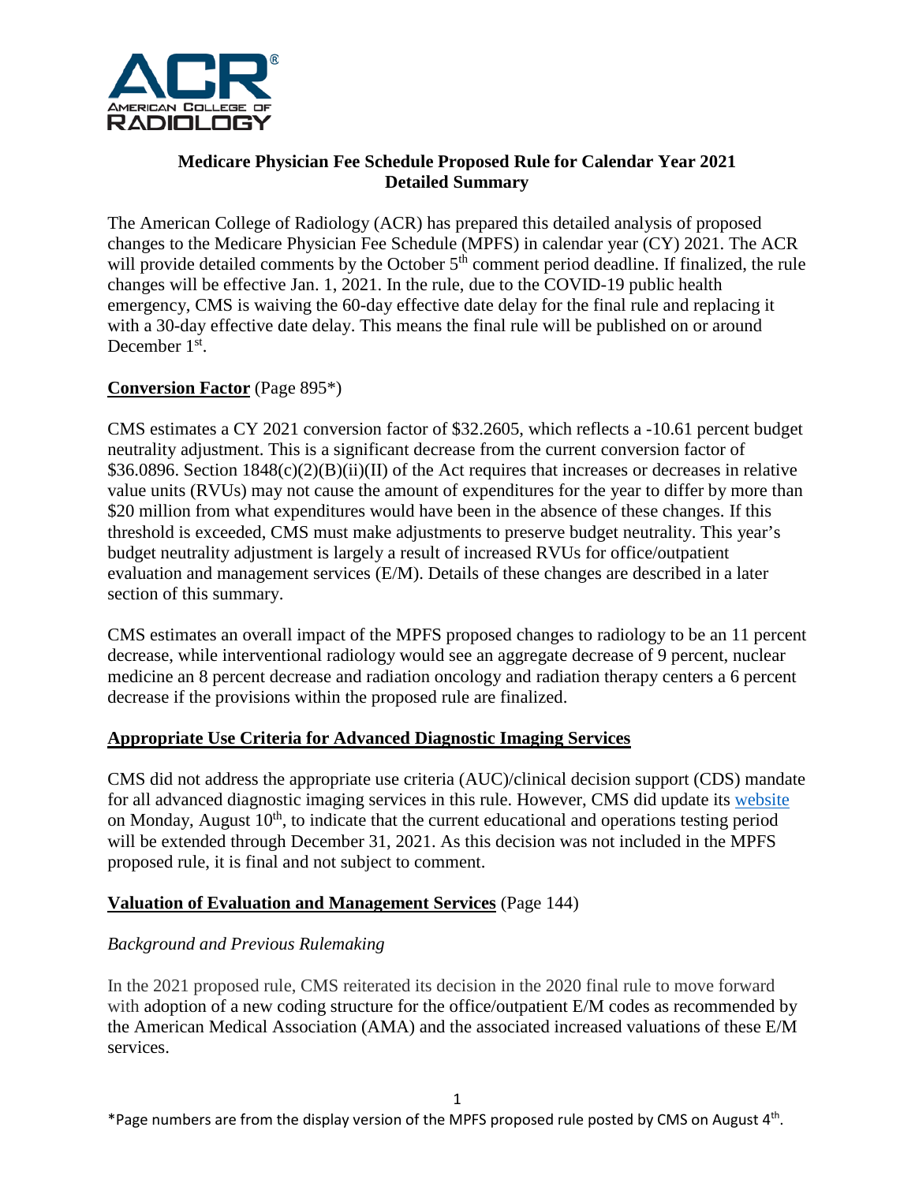# Medicare Physician Fee Schedule Proposed Rule for Calendar Year 2021 Detailed Summary

The American College of Radiology (ACR) has prepared this detailed analysis of proposed changes to the Medicare Physician Fee Schedule (MPFS) in calendar year (CY) 2021. The ACR will provide detailed comments by the October 5th comment period deadline. If finalized, the rule changes will be effective Jan. 1, 2021. In the rule, due to the COVID-19 public health emergency, CMS is waiving the 60-day effective date delay for the final rule and replacing it with a 30-day effective date delay. This means the final rule will be published on or around December 1st.

**Conversion Factor** (Page 895*)

CMS estimates a CY 2021 conversion factor of $32.2605, which reflects a -10.61 percent budget neutrality adjustment. This is a significant decrease from the current conversion factor of $36.0896. Section 1848(c)(2)(B)(ii)(II) of the Act requires that increases or decreases in relative value units (RVUs) may not cause the amount of expenditures for the year to differ by more than $20 million from what expenditures would have been in the absence of these changes. If this threshold is exceeded, CMS must make adjustments to preserve budget neutrality. This year's budget neutrality adjustment is largely a result of increased RVUs for office/outpatient evaluation and management services (E/M). Details of these changes are described in a later section of this summary.

CMS estimates an overall impact of the MPFS proposed changes to radiology to be an 11 percent decrease, while interventional radiology would see an aggregate decrease of 9 percent, nuclear medicine an 8 percent decrease and radiation oncology and radiation therapy centers a 6 percent decrease if the provisions within the proposed rule are finalized.

**Appropriate Use Criteria for Advanced Diagnostic Imaging Services**

CMS did not address the appropriate use criteria (AUC)/clinical decision support (CDS) mandate for all advanced diagnostic imaging services in this rule. However, CMS did update its website on Monday, August 10th, to indicate that the current educational and operations testing period will be extended through December 31, 2021. As this decision was not included in the MPFS proposed rule, it is final and not subject to comment.

**Valuation of Evaluation and Management Services** (Page 144)

*Background and Previous Rulemaking*

In the 2021 proposed rule, CMS reiterated its decision in the 2020 final rule to move forward with adoption of a new coding structure for the office/outpatient E/M codes as recommended by the American Medical Association (AMA) and the associated increased valuations of these E/M services.

*Page numbers are from the display version of the MPFS proposed rule posted by CMS on August 4th.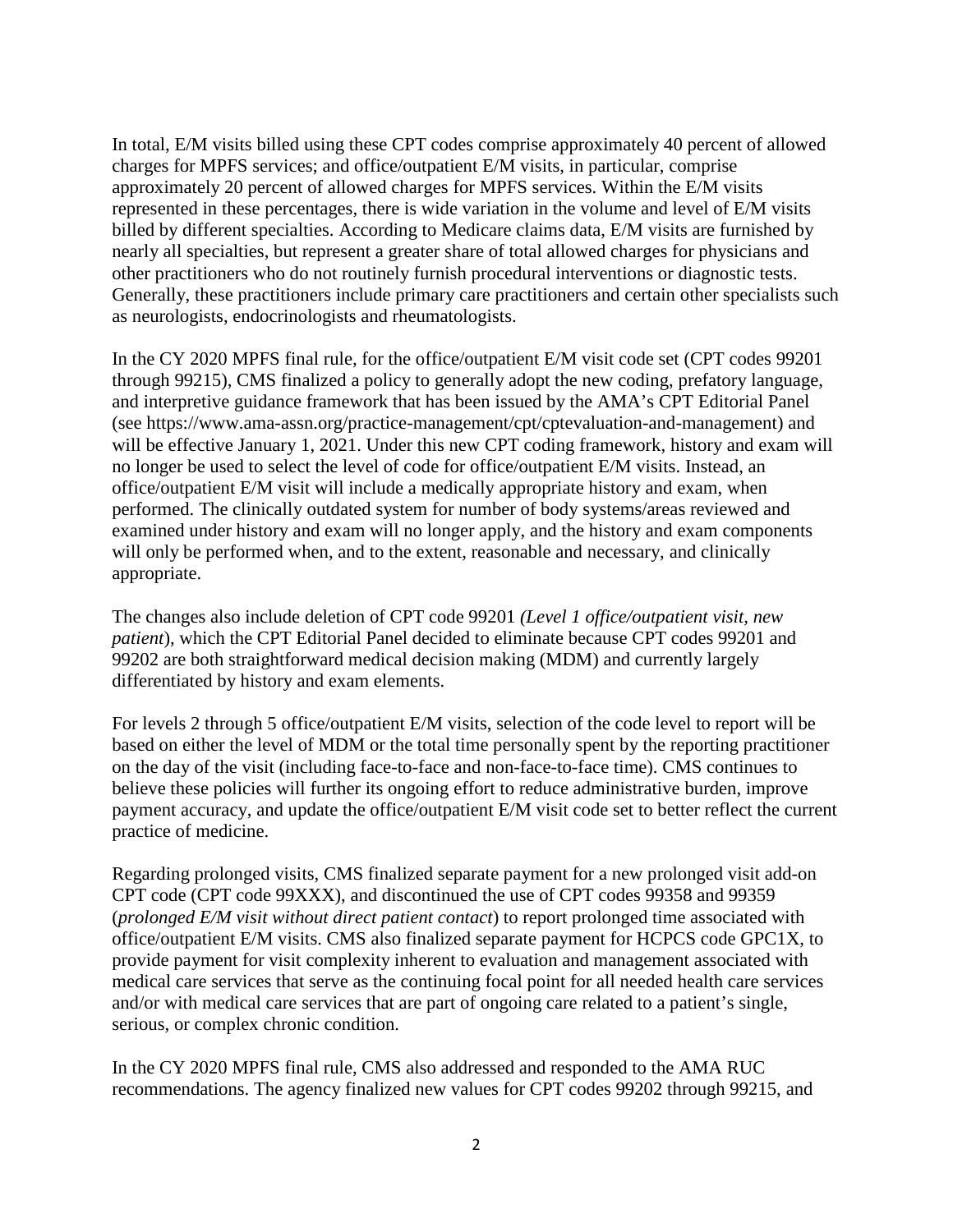In total, E/M visits billed using these CPT codes comprise approximately 40 percent of allowed charges for MPFS services; and office/outpatient E/M visits, in particular, comprise approximately 20 percent of allowed charges for MPFS services. Within the E/M visits represented in these percentages, there is wide variation in the volume and level of E/M visits billed by different specialties. According to Medicare claims data, E/M visits are furnished by nearly all specialties, but represent a greater share of total allowed charges for physicians and other practitioners who do not routinely furnish procedural interventions or diagnostic tests. Generally, these practitioners include primary care practitioners and certain other specialists such as neurologists, endocrinologists and rheumatologists.

In the CY 2020 MPFS final rule, for the office/outpatient E/M visit code set (CPT codes 99201 through 99215), CMS finalized a policy to generally adopt the new coding, prefatory language, and interpretive guidance framework that has been issued by the AMA's CPT Editorial Panel (see https://www.ama-assn.org/practice-management/cpt/cptevaluation-and-management) and will be effective January 1, 2021. Under this new CPT coding framework, history and exam will no longer be used to select the level of code for office/outpatient E/M visits. Instead, an office/outpatient E/M visit will include a medically appropriate history and exam, when performed. The clinically outdated system for number of body systems/areas reviewed and examined under history and exam will no longer apply, and the history and exam components will only be performed when, and to the extent, reasonable and necessary, and clinically appropriate.

The changes also include deletion of CPT code 99201 *(Level 1 office/outpatient visit, new patient*), which the CPT Editorial Panel decided to eliminate because CPT codes 99201 and 99202 are both straightforward medical decision making (MDM) and currently largely differentiated by history and exam elements.

For levels 2 through 5 office/outpatient E/M visits, selection of the code level to report will be based on either the level of MDM or the total time personally spent by the reporting practitioner on the day of the visit (including face-to-face and non-face-to-face time). CMS continues to believe these policies will further its ongoing effort to reduce administrative burden, improve payment accuracy, and update the office/outpatient E/M visit code set to better reflect the current practice of medicine.

Regarding prolonged visits, CMS finalized separate payment for a new prolonged visit add-on CPT code (CPT code 99XXX), and discontinued the use of CPT codes 99358 and 99359 (*prolonged E/M visit without direct patient contact*) to report prolonged time associated with office/outpatient E/M visits. CMS also finalized separate payment for HCPCS code GPC1X, to provide payment for visit complexity inherent to evaluation and management associated with medical care services that serve as the continuing focal point for all needed health care services and/or with medical care services that are part of ongoing care related to a patient's single, serious, or complex chronic condition.

In the CY 2020 MPFS final rule, CMS also addressed and responded to the AMA RUC recommendations. The agency finalized new values for CPT codes 99202 through 99215, and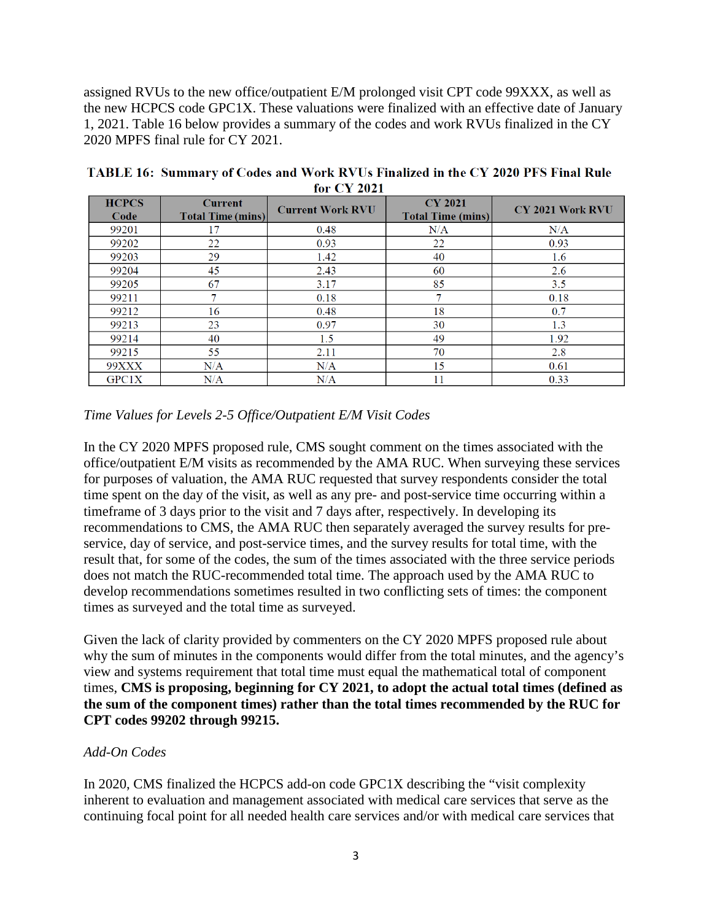assigned RVUs to the new office/outpatient E/M prolonged visit CPT code 99XXX, as well as the new HCPCS code GPC1X. These valuations were finalized with an effective date of January 1, 2021. Table 16 below provides a summary of the codes and work RVUs finalized in the CY 2020 MPFS final rule for CY 2021.

**TABLE 16: Summary of Codes and Work RVUs Finalized in the CY 2020 PFS Final Rule for CY 2021**

| HCPCS Code | Current Total Time (mins) | Current Work RVU | CY 2021 Total Time (mins) | CY 2021 Work RVU |
|---|---|---|---|---|
| 99201 | 17 | 0.48 | N/A | N/A |
| 99202 | 22 | 0.93 | 22 | 0.93 |
| 99203 | 29 | 1.42 | 40 | 1.6 |
| 99204 | 45 | 2.43 | 60 | 2.6 |
| 99205 | 67 | 3.17 | 85 | 3.5 |
| 99211 | 7 | 0.18 | 7 | 0.18 |
| 99212 | 16 | 0.48 | 18 | 0.7 |
| 99213 | 23 | 0.97 | 30 | 1.3 |
| 99214 | 40 | 1.5 | 49 | 1.92 |
| 99215 | 55 | 2.11 | 70 | 2.8 |
| 99XXX | N/A | N/A | 15 | 0.61 |
| GPC1X | N/A | N/A | 11 | 0.33 |

*Time Values for Levels 2-5 Office/Outpatient E/M Visit Codes*

In the CY 2020 MPFS proposed rule, CMS sought comment on the times associated with the office/outpatient E/M visits as recommended by the AMA RUC. When surveying these services for purposes of valuation, the AMA RUC requested that survey respondents consider the total time spent on the day of the visit, as well as any pre- and post-service time occurring within a timeframe of 3 days prior to the visit and 7 days after, respectively. In developing its recommendations to CMS, the AMA RUC then separately averaged the survey results for pre-service, day of service, and post-service times, and the survey results for total time, with the result that, for some of the codes, the sum of the times associated with the three service periods does not match the RUC-recommended total time. The approach used by the AMA RUC to develop recommendations sometimes resulted in two conflicting sets of times: the component times as surveyed and the total time as surveyed.

Given the lack of clarity provided by commenters on the CY 2020 MPFS proposed rule about why the sum of minutes in the components would differ from the total minutes, and the agency's view and systems requirement that total time must equal the mathematical total of component times, **CMS is proposing, beginning for CY 2021, to adopt the actual total times (defined as the sum of the component times) rather than the total times recommended by the RUC for CPT codes 99202 through 99215.**

*Add-On Codes*

In 2020, CMS finalized the HCPCS add-on code GPC1X describing the "visit complexity inherent to evaluation and management associated with medical care services that serve as the continuing focal point for all needed health care services and/or with medical care services that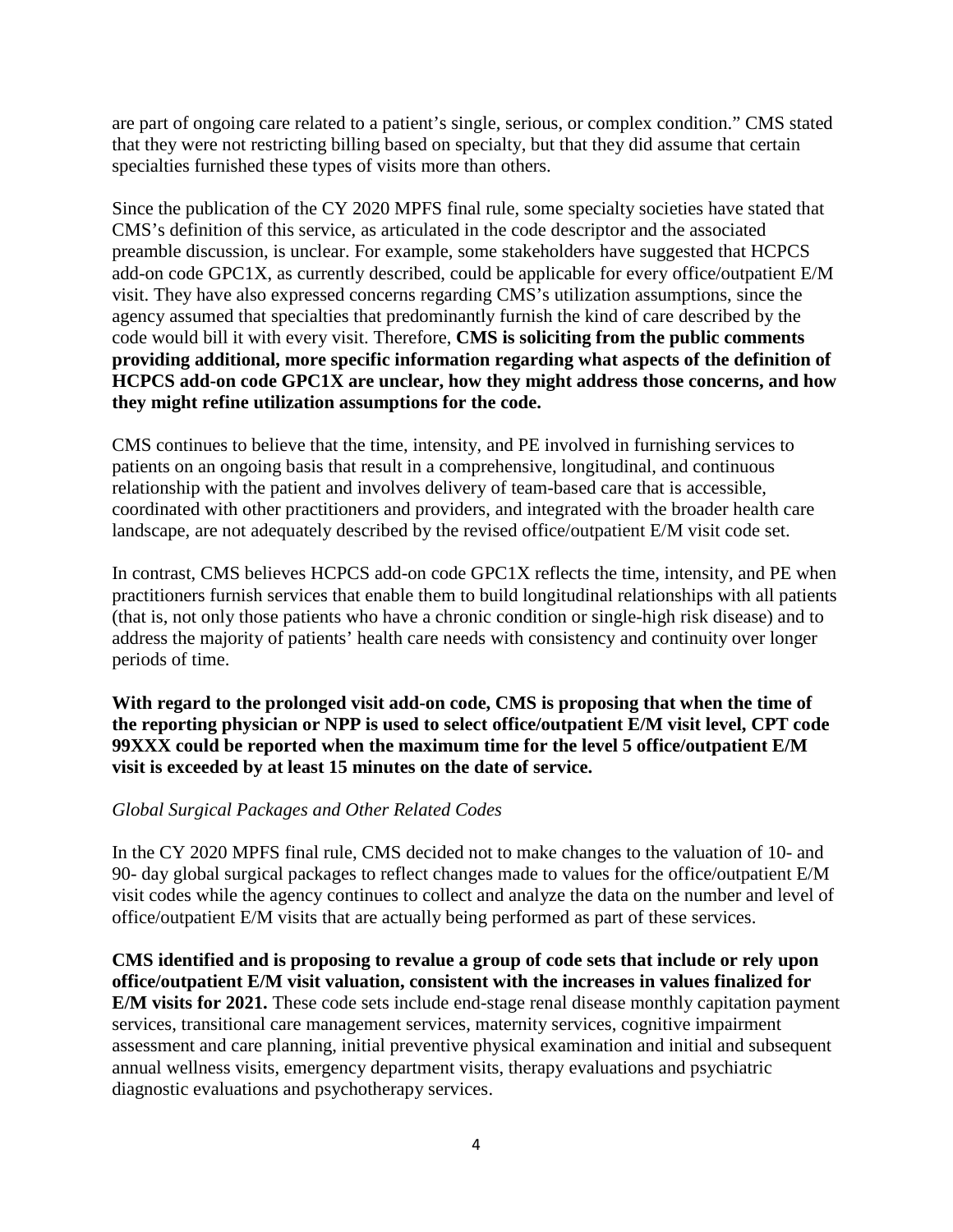are part of ongoing care related to a patient's single, serious, or complex condition." CMS stated that they were not restricting billing based on specialty, but that they did assume that certain specialties furnished these types of visits more than others.

Since the publication of the CY 2020 MPFS final rule, some specialty societies have stated that CMS's definition of this service, as articulated in the code descriptor and the associated preamble discussion, is unclear. For example, some stakeholders have suggested that HCPCS add-on code GPC1X, as currently described, could be applicable for every office/outpatient E/M visit. They have also expressed concerns regarding CMS's utilization assumptions, since the agency assumed that specialties that predominantly furnish the kind of care described by the code would bill it with every visit. Therefore, **CMS is soliciting from the public comments providing additional, more specific information regarding what aspects of the definition of HCPCS add-on code GPC1X are unclear, how they might address those concerns, and how they might refine utilization assumptions for the code.**

CMS continues to believe that the time, intensity, and PE involved in furnishing services to patients on an ongoing basis that result in a comprehensive, longitudinal, and continuous relationship with the patient and involves delivery of team-based care that is accessible, coordinated with other practitioners and providers, and integrated with the broader health care landscape, are not adequately described by the revised office/outpatient E/M visit code set.

In contrast, CMS believes HCPCS add-on code GPC1X reflects the time, intensity, and PE when practitioners furnish services that enable them to build longitudinal relationships with all patients (that is, not only those patients who have a chronic condition or single-high risk disease) and to address the majority of patients' health care needs with consistency and continuity over longer periods of time.

**With regard to the prolonged visit add-on code, CMS is proposing that when the time of the reporting physician or NPP is used to select office/outpatient E/M visit level, CPT code 99XXX could be reported when the maximum time for the level 5 office/outpatient E/M visit is exceeded by at least 15 minutes on the date of service.**

*Global Surgical Packages and Other Related Codes*

In the CY 2020 MPFS final rule, CMS decided not to make changes to the valuation of 10- and 90- day global surgical packages to reflect changes made to values for the office/outpatient E/M visit codes while the agency continues to collect and analyze the data on the number and level of office/outpatient E/M visits that are actually being performed as part of these services.

**CMS identified and is proposing to revalue a group of code sets that include or rely upon office/outpatient E/M visit valuation, consistent with the increases in values finalized for E/M visits for 2021.** These code sets include end-stage renal disease monthly capitation payment services, transitional care management services, maternity services, cognitive impairment assessment and care planning, initial preventive physical examination and initial and subsequent annual wellness visits, emergency department visits, therapy evaluations and psychiatric diagnostic evaluations and psychotherapy services.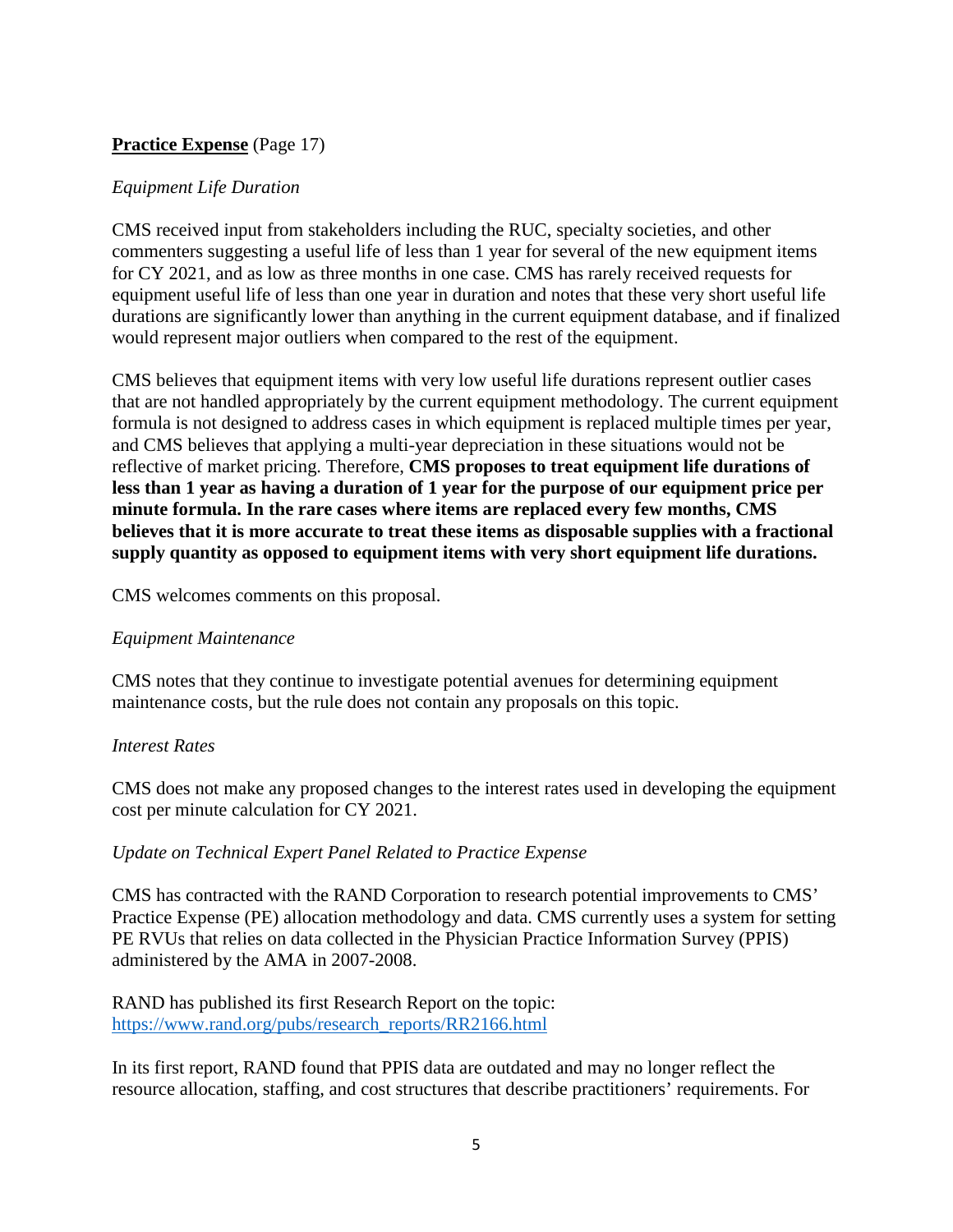**<u>Practice Expense</u>** (Page 17)

*Equipment Life Duration*

CMS received input from stakeholders including the RUC, specialty societies, and other commenters suggesting a useful life of less than 1 year for several of the new equipment items for CY 2021, and as low as three months in one case. CMS has rarely received requests for equipment useful life of less than one year in duration and notes that these very short useful life durations are significantly lower than anything in the current equipment database, and if finalized would represent major outliers when compared to the rest of the equipment.

CMS believes that equipment items with very low useful life durations represent outlier cases that are not handled appropriately by the current equipment methodology. The current equipment formula is not designed to address cases in which equipment is replaced multiple times per year, and CMS believes that applying a multi-year depreciation in these situations would not be reflective of market pricing. Therefore, **CMS proposes to treat equipment life durations of less than 1 year as having a duration of 1 year for the purpose of our equipment price per minute formula. In the rare cases where items are replaced every few months, CMS believes that it is more accurate to treat these items as disposable supplies with a fractional supply quantity as opposed to equipment items with very short equipment life durations.**

CMS welcomes comments on this proposal.

*Equipment Maintenance*

CMS notes that they continue to investigate potential avenues for determining equipment maintenance costs, but the rule does not contain any proposals on this topic.

*Interest Rates*

CMS does not make any proposed changes to the interest rates used in developing the equipment cost per minute calculation for CY 2021.

*Update on Technical Expert Panel Related to Practice Expense*

CMS has contracted with the RAND Corporation to research potential improvements to CMS' Practice Expense (PE) allocation methodology and data. CMS currently uses a system for setting PE RVUs that relies on data collected in the Physician Practice Information Survey (PPIS) administered by the AMA in 2007-2008.

RAND has published its first Research Report on the topic: https://www.rand.org/pubs/research_reports/RR2166.html

In its first report, RAND found that PPIS data are outdated and may no longer reflect the resource allocation, staffing, and cost structures that describe practitioners' requirements. For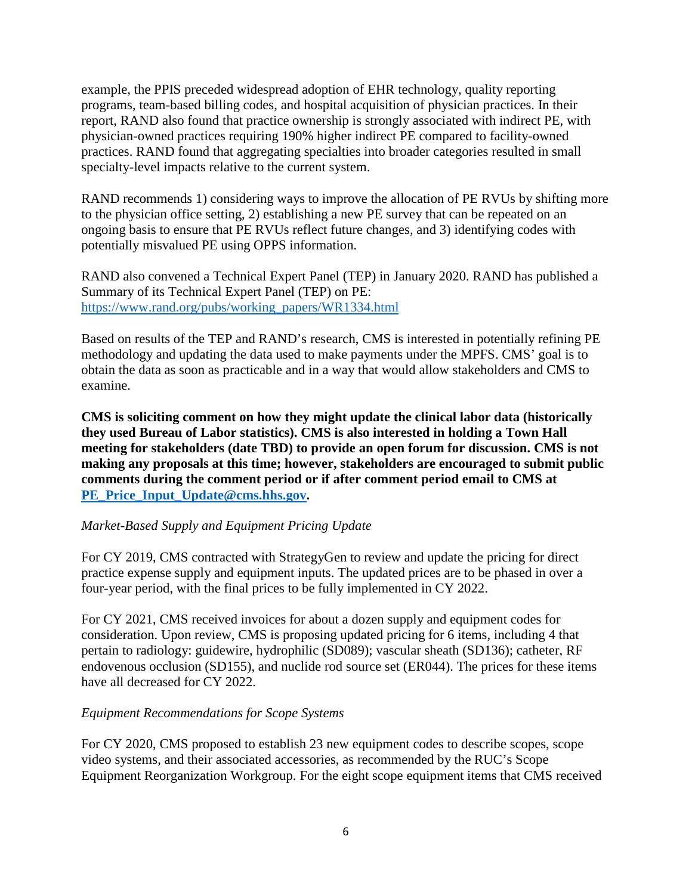example, the PPIS preceded widespread adoption of EHR technology, quality reporting programs, team-based billing codes, and hospital acquisition of physician practices. In their report, RAND also found that practice ownership is strongly associated with indirect PE, with physician-owned practices requiring 190% higher indirect PE compared to facility-owned practices. RAND found that aggregating specialties into broader categories resulted in small specialty-level impacts relative to the current system.

RAND recommends 1) considering ways to improve the allocation of PE RVUs by shifting more to the physician office setting, 2) establishing a new PE survey that can be repeated on an ongoing basis to ensure that PE RVUs reflect future changes, and 3) identifying codes with potentially misvalued PE using OPPS information.

RAND also convened a Technical Expert Panel (TEP) in January 2020. RAND has published a Summary of its Technical Expert Panel (TEP) on PE: [https://www.rand.org/pubs/working_papers/WR1334.html](https://www.rand.org/pubs/working_papers/WR1334.html)

Based on results of the TEP and RAND's research, CMS is interested in potentially refining PE methodology and updating the data used to make payments under the MPFS. CMS' goal is to obtain the data as soon as practicable and in a way that would allow stakeholders and CMS to examine.

**CMS is soliciting comment on how they might update the clinical labor data (historically they used Bureau of Labor statistics). CMS is also interested in holding a Town Hall meeting for stakeholders (date TBD) to provide an open forum for discussion. CMS is not making any proposals at this time; however, stakeholders are encouraged to submit public comments during the comment period or if after comment period email to CMS at [PE_Price_Input_Update@cms.hhs.gov](mailto:PE_Price_Input_Update@cms.hhs.gov).**

*Market-Based Supply and Equipment Pricing Update*

For CY 2019, CMS contracted with StrategyGen to review and update the pricing for direct practice expense supply and equipment inputs. The updated prices are to be phased in over a four-year period, with the final prices to be fully implemented in CY 2022.

For CY 2021, CMS received invoices for about a dozen supply and equipment codes for consideration. Upon review, CMS is proposing updated pricing for 6 items, including 4 that pertain to radiology: guidewire, hydrophilic (SD089); vascular sheath (SD136); catheter, RF endovenous occlusion (SD155), and nuclide rod source set (ER044). The prices for these items have all decreased for CY 2022.

*Equipment Recommendations for Scope Systems*

For CY 2020, CMS proposed to establish 23 new equipment codes to describe scopes, scope video systems, and their associated accessories, as recommended by the RUC's Scope Equipment Reorganization Workgroup. For the eight scope equipment items that CMS received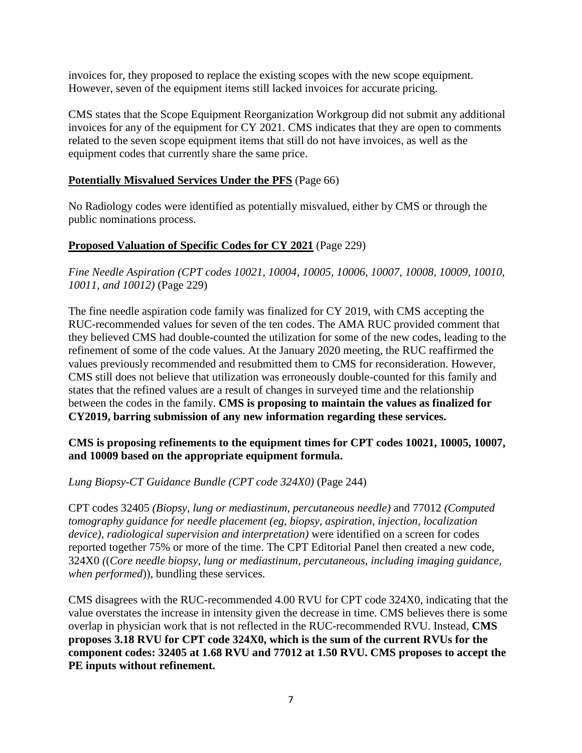invoices for, they proposed to replace the existing scopes with the new scope equipment. However, seven of the equipment items still lacked invoices for accurate pricing.

CMS states that the Scope Equipment Reorganization Workgroup did not submit any additional invoices for any of the equipment for CY 2021. CMS indicates that they are open to comments related to the seven scope equipment items that still do not have invoices, as well as the equipment codes that currently share the same price.

**Potentially Misvalued Services Under the PFS** (Page 66)

No Radiology codes were identified as potentially misvalued, either by CMS or through the public nominations process.

**Proposed Valuation of Specific Codes for CY 2021** (Page 229)

*Fine Needle Aspiration (CPT codes 10021, 10004, 10005, 10006, 10007, 10008, 10009, 10010, 10011, and 10012)* (Page 229)

The fine needle aspiration code family was finalized for CY 2019, with CMS accepting the RUC-recommended values for seven of the ten codes. The AMA RUC provided comment that they believed CMS had double-counted the utilization for some of the new codes, leading to the refinement of some of the code values. At the January 2020 meeting, the RUC reaffirmed the values previously recommended and resubmitted them to CMS for reconsideration. However, CMS still does not believe that utilization was erroneously double-counted for this family and states that the refined values are a result of changes in surveyed time and the relationship between the codes in the family. **CMS is proposing to maintain the values as finalized for CY2019, barring submission of any new information regarding these services.**

**CMS is proposing refinements to the equipment times for CPT codes 10021, 10005, 10007, and 10009 based on the appropriate equipment formula.**

*Lung Biopsy-CT Guidance Bundle (CPT code 324X0)* (Page 244)

CPT codes 32405 *(Biopsy, lung or mediastinum, percutaneous needle)* and 77012 *(Computed tomography guidance for needle placement (eg, biopsy, aspiration, injection, localization device), radiological supervision and interpretation)* were identified on a screen for codes reported together 75% or more of the time. The CPT Editorial Panel then created a new code, 324X0 *((Core needle biopsy, lung or mediastinum, percutaneous, including imaging guidance, when performed))*, bundling these services.

CMS disagrees with the RUC-recommended 4.00 RVU for CPT code 324X0, indicating that the value overstates the increase in intensity given the decrease in time. CMS believes there is some overlap in physician work that is not reflected in the RUC-recommended RVU. Instead, **CMS proposes 3.18 RVU for CPT code 324X0, which is the sum of the current RVUs for the component codes: 32405 at 1.68 RVU and 77012 at 1.50 RVU. CMS proposes to accept the PE inputs without refinement.**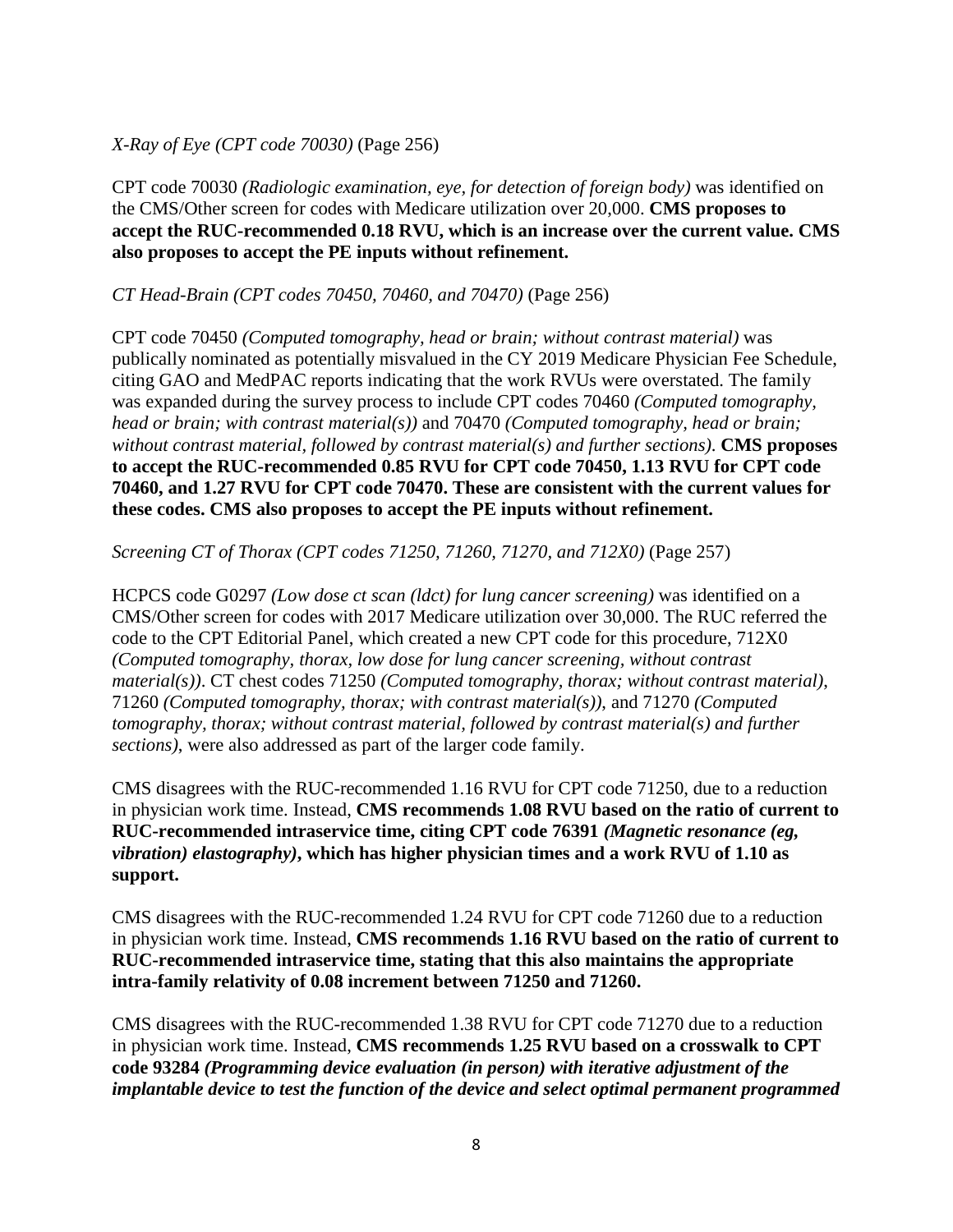*X-Ray of Eye (CPT code 70030)* (Page 256)

CPT code 70030 *(Radiologic examination, eye, for detection of foreign body)* was identified on the CMS/Other screen for codes with Medicare utilization over 20,000. **CMS proposes to accept the RUC-recommended 0.18 RVU, which is an increase over the current value. CMS also proposes to accept the PE inputs without refinement.**

*CT Head-Brain (CPT codes 70450, 70460, and 70470)* (Page 256)

CPT code 70450 *(Computed tomography, head or brain; without contrast material)* was publically nominated as potentially misvalued in the CY 2019 Medicare Physician Fee Schedule, citing GAO and MedPAC reports indicating that the work RVUs were overstated. The family was expanded during the survey process to include CPT codes 70460 *(Computed tomography, head or brain; with contrast material(s))* and 70470 *(Computed tomography, head or brain; without contrast material, followed by contrast material(s) and further sections)*. **CMS proposes to accept the RUC-recommended 0.85 RVU for CPT code 70450, 1.13 RVU for CPT code 70460, and 1.27 RVU for CPT code 70470. These are consistent with the current values for these codes. CMS also proposes to accept the PE inputs without refinement.**

*Screening CT of Thorax (CPT codes 71250, 71260, 71270, and 712X0)* (Page 257)

HCPCS code G0297 *(Low dose ct scan (ldct) for lung cancer screening)* was identified on a CMS/Other screen for codes with 2017 Medicare utilization over 30,000. The RUC referred the code to the CPT Editorial Panel, which created a new CPT code for this procedure, 712X0 *(Computed tomography, thorax, low dose for lung cancer screening, without contrast material(s))*. CT chest codes 71250 *(Computed tomography, thorax; without contrast material)*, 71260 *(Computed tomography, thorax; with contrast material(s))*, and 71270 *(Computed tomography, thorax; without contrast material, followed by contrast material(s) and further sections)*, were also addressed as part of the larger code family.

CMS disagrees with the RUC-recommended 1.16 RVU for CPT code 71250, due to a reduction in physician work time. Instead, **CMS recommends 1.08 RVU based on the ratio of current to RUC-recommended intraservice time, citing CPT code 76391 *(Magnetic resonance (eg, vibration) elastography)*, which has higher physician times and a work RVU of 1.10 as support.**

CMS disagrees with the RUC-recommended 1.24 RVU for CPT code 71260 due to a reduction in physician work time. Instead, **CMS recommends 1.16 RVU based on the ratio of current to RUC-recommended intraservice time, stating that this also maintains the appropriate intra-family relativity of 0.08 increment between 71250 and 71260.**

CMS disagrees with the RUC-recommended 1.38 RVU for CPT code 71270 due to a reduction in physician work time. Instead, **CMS recommends 1.25 RVU based on a crosswalk to CPT code 93284 *(Programming device evaluation (in person) with iterative adjustment of the implantable device to test the function of the device and select optimal permanent programmed***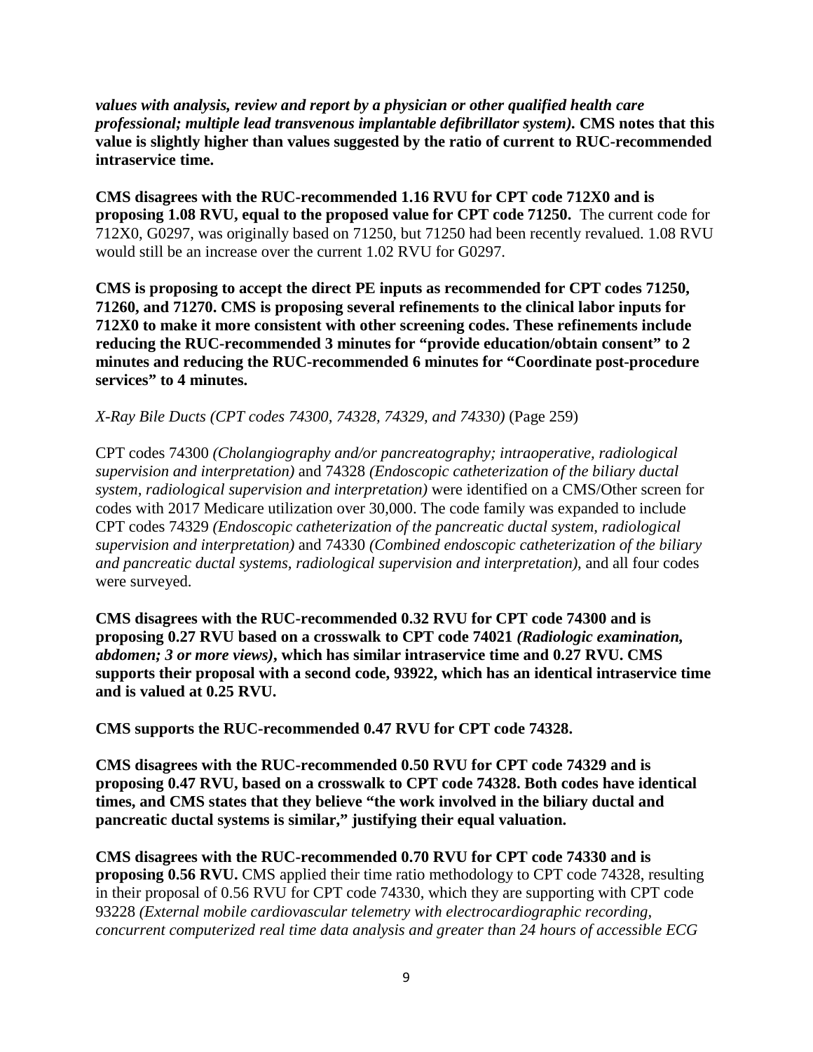***values with analysis, review and report by a physician or other qualified health care professional; multiple lead transvenous implantable defibrillator system).* CMS notes that this value is slightly higher than values suggested by the ratio of current to RUC-recommended intraservice time.**

**CMS disagrees with the RUC-recommended 1.16 RVU for CPT code 712X0 and is proposing 1.08 RVU, equal to the proposed value for CPT code 71250.** The current code for 712X0, G0297, was originally based on 71250, but 71250 had been recently revalued. 1.08 RVU would still be an increase over the current 1.02 RVU for G0297.

**CMS is proposing to accept the direct PE inputs as recommended for CPT codes 71250, 71260, and 71270. CMS is proposing several refinements to the clinical labor inputs for 712X0 to make it more consistent with other screening codes. These refinements include reducing the RUC-recommended 3 minutes for "provide education/obtain consent" to 2 minutes and reducing the RUC-recommended 6 minutes for "Coordinate post-procedure services" to 4 minutes.**

*X-Ray Bile Ducts (CPT codes 74300, 74328, 74329, and 74330)* (Page 259)

CPT codes 74300 *(Cholangiography and/or pancreatography; intraoperative, radiological supervision and interpretation)* and 74328 *(Endoscopic catheterization of the biliary ductal system, radiological supervision and interpretation)* were identified on a CMS/Other screen for codes with 2017 Medicare utilization over 30,000. The code family was expanded to include CPT codes 74329 *(Endoscopic catheterization of the pancreatic ductal system, radiological supervision and interpretation)* and 74330 *(Combined endoscopic catheterization of the biliary and pancreatic ductal systems, radiological supervision and interpretation)*, and all four codes were surveyed.

**CMS disagrees with the RUC-recommended 0.32 RVU for CPT code 74300 and is proposing 0.27 RVU based on a crosswalk to CPT code 74021 *(Radiologic examination, abdomen; 3 or more views)*, which has similar intraservice time and 0.27 RVU. CMS supports their proposal with a second code, 93922, which has an identical intraservice time and is valued at 0.25 RVU.**

**CMS supports the RUC-recommended 0.47 RVU for CPT code 74328.**

**CMS disagrees with the RUC-recommended 0.50 RVU for CPT code 74329 and is proposing 0.47 RVU, based on a crosswalk to CPT code 74328. Both codes have identical times, and CMS states that they believe "the work involved in the biliary ductal and pancreatic ductal systems is similar," justifying their equal valuation.**

**CMS disagrees with the RUC-recommended 0.70 RVU for CPT code 74330 and is proposing 0.56 RVU.** CMS applied their time ratio methodology to CPT code 74328, resulting in their proposal of 0.56 RVU for CPT code 74330, which they are supporting with CPT code 93228 *(External mobile cardiovascular telemetry with electrocardiographic recording, concurrent computerized real time data analysis and greater than 24 hours of accessible ECG*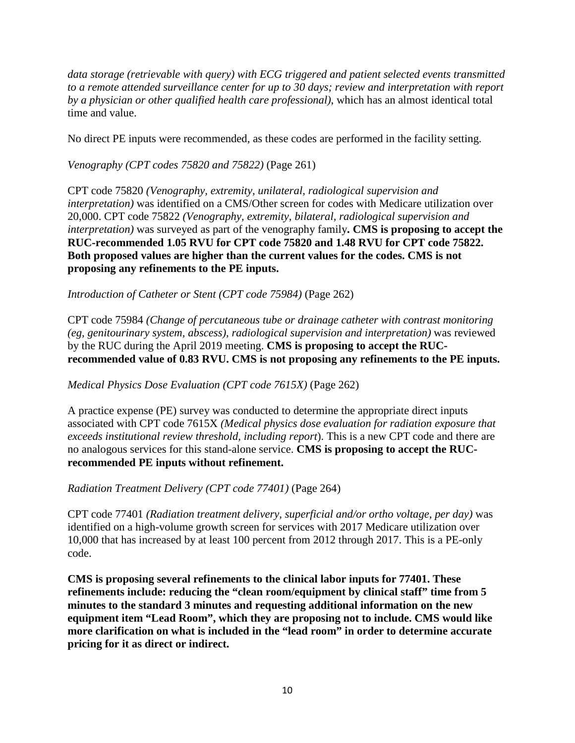*data storage (retrievable with query) with ECG triggered and patient selected events transmitted to a remote attended surveillance center for up to 30 days; review and interpretation with report by a physician or other qualified health care professional),* which has an almost identical total time and value.

No direct PE inputs were recommended, as these codes are performed in the facility setting.

*Venography (CPT codes 75820 and 75822)* (Page 261)

CPT code 75820 *(Venography, extremity, unilateral, radiological supervision and interpretation)* was identified on a CMS/Other screen for codes with Medicare utilization over 20,000. CPT code 75822 *(Venography, extremity, bilateral, radiological supervision and interpretation)* was surveyed as part of the venography family**. CMS is proposing to accept the RUC-recommended 1.05 RVU for CPT code 75820 and 1.48 RVU for CPT code 75822. Both proposed values are higher than the current values for the codes. CMS is not proposing any refinements to the PE inputs.**

*Introduction of Catheter or Stent (CPT code 75984)* (Page 262)

CPT code 75984 *(Change of percutaneous tube or drainage catheter with contrast monitoring (eg, genitourinary system, abscess), radiological supervision and interpretation)* was reviewed by the RUC during the April 2019 meeting. **CMS is proposing to accept the RUC-recommended value of 0.83 RVU. CMS is not proposing any refinements to the PE inputs.**

*Medical Physics Dose Evaluation (CPT code 7615X)* (Page 262)

A practice expense (PE) survey was conducted to determine the appropriate direct inputs associated with CPT code 7615X *(Medical physics dose evaluation for radiation exposure that exceeds institutional review threshold, including report*). This is a new CPT code and there are no analogous services for this stand-alone service. **CMS is proposing to accept the RUC-recommended PE inputs without refinement.**

*Radiation Treatment Delivery (CPT code 77401)* (Page 264)

CPT code 77401 *(Radiation treatment delivery, superficial and/or ortho voltage, per day)* was identified on a high-volume growth screen for services with 2017 Medicare utilization over 10,000 that has increased by at least 100 percent from 2012 through 2017. This is a PE-only code.

**CMS is proposing several refinements to the clinical labor inputs for 77401. These refinements include: reducing the "clean room/equipment by clinical staff" time from 5 minutes to the standard 3 minutes and requesting additional information on the new equipment item "Lead Room", which they are proposing not to include. CMS would like more clarification on what is included in the "lead room" in order to determine accurate pricing for it as direct or indirect.**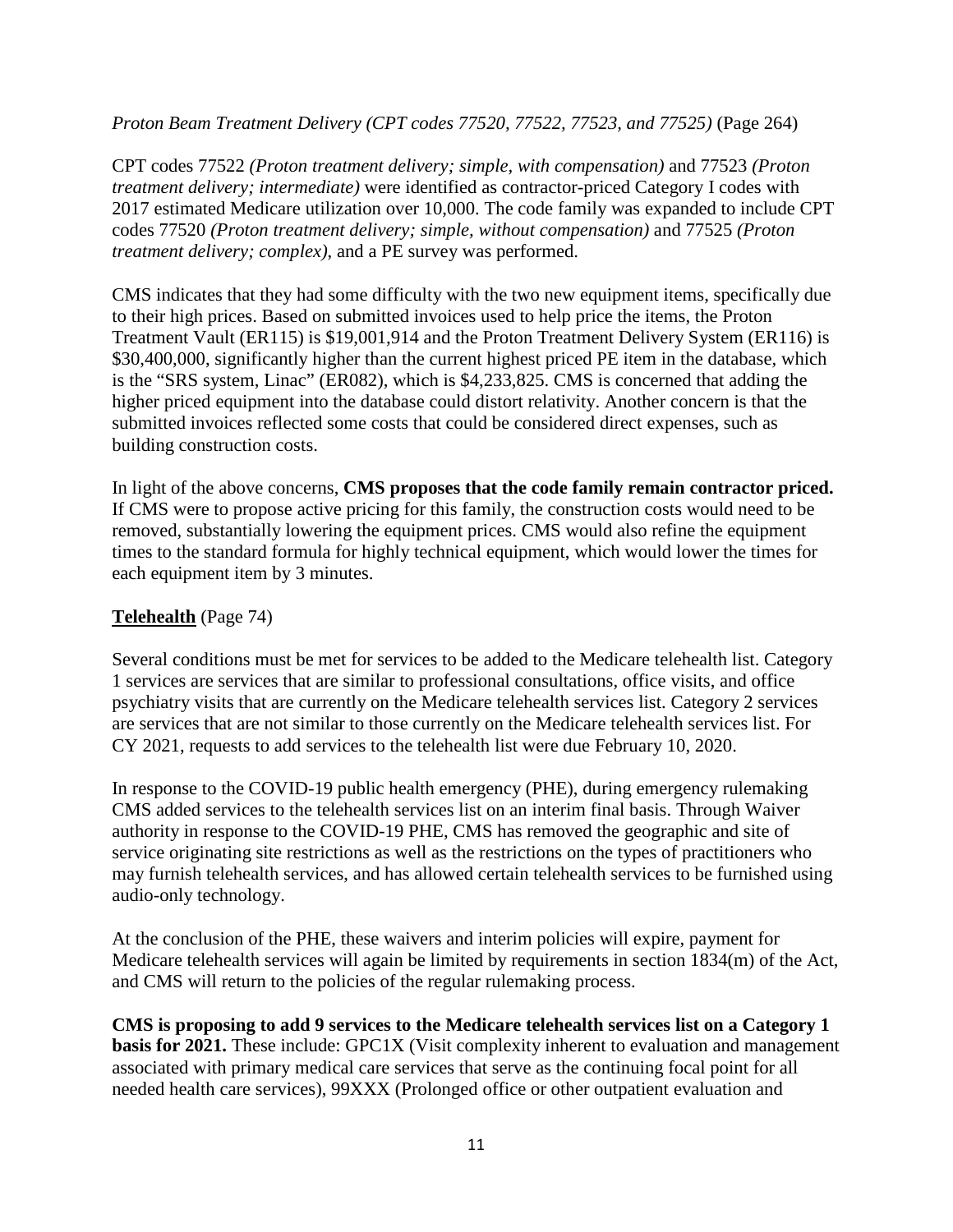*Proton Beam Treatment Delivery (CPT codes 77520, 77522, 77523, and 77525)* (Page 264)

CPT codes 77522 *(Proton treatment delivery; simple, with compensation)* and 77523 *(Proton treatment delivery; intermediate)* were identified as contractor-priced Category I codes with 2017 estimated Medicare utilization over 10,000. The code family was expanded to include CPT codes 77520 *(Proton treatment delivery; simple, without compensation)* and 77525 *(Proton treatment delivery; complex)*, and a PE survey was performed.

CMS indicates that they had some difficulty with the two new equipment items, specifically due to their high prices. Based on submitted invoices used to help price the items, the Proton Treatment Vault (ER115) is $19,001,914 and the Proton Treatment Delivery System (ER116) is $30,400,000, significantly higher than the current highest priced PE item in the database, which is the "SRS system, Linac" (ER082), which is $4,233,825. CMS is concerned that adding the higher priced equipment into the database could distort relativity. Another concern is that the submitted invoices reflected some costs that could be considered direct expenses, such as building construction costs.

In light of the above concerns, **CMS proposes that the code family remain contractor priced.** If CMS were to propose active pricing for this family, the construction costs would need to be removed, substantially lowering the equipment prices. CMS would also refine the equipment times to the standard formula for highly technical equipment, which would lower the times for each equipment item by 3 minutes.

**Telehealth** (Page 74)

Several conditions must be met for services to be added to the Medicare telehealth list. Category 1 services are services that are similar to professional consultations, office visits, and office psychiatry visits that are currently on the Medicare telehealth services list. Category 2 services are services that are not similar to those currently on the Medicare telehealth services list. For CY 2021, requests to add services to the telehealth list were due February 10, 2020.

In response to the COVID-19 public health emergency (PHE), during emergency rulemaking CMS added services to the telehealth services list on an interim final basis. Through Waiver authority in response to the COVID-19 PHE, CMS has removed the geographic and site of service originating site restrictions as well as the restrictions on the types of practitioners who may furnish telehealth services, and has allowed certain telehealth services to be furnished using audio-only technology.

At the conclusion of the PHE, these waivers and interim policies will expire, payment for Medicare telehealth services will again be limited by requirements in section 1834(m) of the Act, and CMS will return to the policies of the regular rulemaking process.

**CMS is proposing to add 9 services to the Medicare telehealth services list on a Category 1 basis for 2021.** These include: GPC1X (Visit complexity inherent to evaluation and management associated with primary medical care services that serve as the continuing focal point for all needed health care services), 99XXX (Prolonged office or other outpatient evaluation and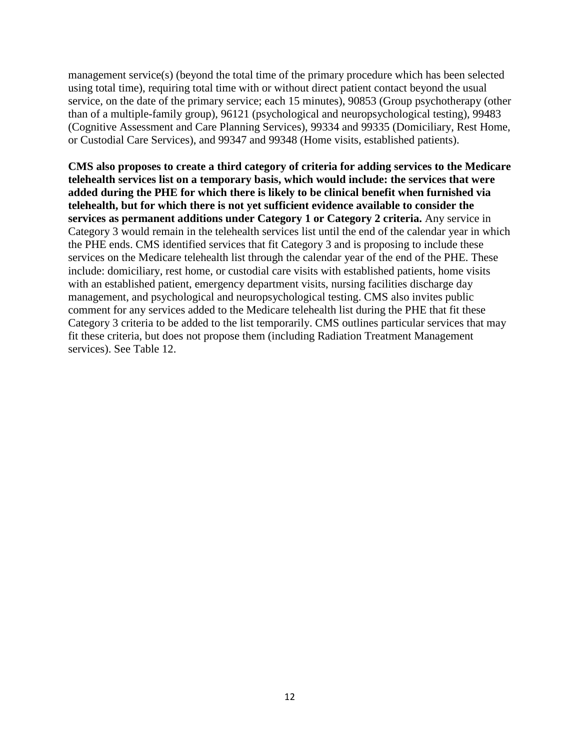management service(s) (beyond the total time of the primary procedure which has been selected using total time), requiring total time with or without direct patient contact beyond the usual service, on the date of the primary service; each 15 minutes), 90853 (Group psychotherapy (other than of a multiple-family group), 96121 (psychological and neuropsychological testing), 99483 (Cognitive Assessment and Care Planning Services), 99334 and 99335 (Domiciliary, Rest Home, or Custodial Care Services), and 99347 and 99348 (Home visits, established patients).

**CMS also proposes to create a third category of criteria for adding services to the Medicare telehealth services list on a temporary basis, which would include: the services that were added during the PHE for which there is likely to be clinical benefit when furnished via telehealth, but for which there is not yet sufficient evidence available to consider the services as permanent additions under Category 1 or Category 2 criteria.** Any service in Category 3 would remain in the telehealth services list until the end of the calendar year in which the PHE ends. CMS identified services that fit Category 3 and is proposing to include these services on the Medicare telehealth list through the calendar year of the end of the PHE. These include: domiciliary, rest home, or custodial care visits with established patients, home visits with an established patient, emergency department visits, nursing facilities discharge day management, and psychological and neuropsychological testing. CMS also invites public comment for any services added to the Medicare telehealth list during the PHE that fit these Category 3 criteria to be added to the list temporarily. CMS outlines particular services that may fit these criteria, but does not propose them (including Radiation Treatment Management services). See Table 12.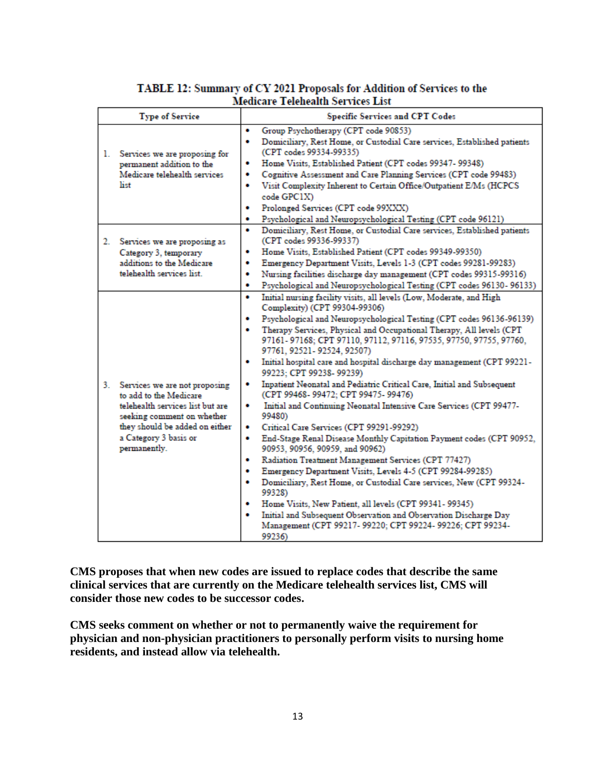**TABLE 12: Summary of CY 2021 Proposals for Addition of Services to the Medicare Telehealth Services List**

| Type of Service | Specific Services and CPT Codes |
| --- | --- |
| 1. Services we are proposing for permanent addition to the Medicare telehealth services list | • Group Psychotherapy (CPT code 90853)<br>• Domiciliary, Rest Home, or Custodial Care services, Established patients (CPT codes 99334-99335)<br>• Home Visits, Established Patient (CPT codes 99347- 99348)<br>• Cognitive Assessment and Care Planning Services (CPT code 99483)<br>• Visit Complexity Inherent to Certain Office/Outpatient E/Ms (HCPCS code GPC1X)<br>• Prolonged Services (CPT code 99XXX)<br>• Psychological and Neuropsychological Testing (CPT code 96121) |
| 2. Services we are proposing as Category 3, temporary additions to the Medicare telehealth services list. | • Domiciliary, Rest Home, or Custodial Care services, Established patients (CPT codes 99336-99337)<br>• Home Visits, Established Patient (CPT codes 99349-99350)<br>• Emergency Department Visits, Levels 1-3 (CPT codes 99281-99283)<br>• Nursing facilities discharge day management (CPT codes 99315-99316)<br>• Psychological and Neuropsychological Testing (CPT codes 96130- 96133) |
| 3. Services we are not proposing to add to the Medicare telehealth services list but are seeking comment on whether they should be added on either a Category 3 basis or permanently. | • Initial nursing facility visits, all levels (Low, Moderate, and High Complexity) (CPT 99304-99306)<br>• Psychological and Neuropsychological Testing (CPT codes 96136-96139)<br>• Therapy Services, Physical and Occupational Therapy, All levels (CPT 97161- 97168; CPT 97110, 97112, 97116, 97535, 97750, 97755, 97760, 97761, 92521- 92524, 92507)<br>• Initial hospital care and hospital discharge day management (CPT 99221- 99223; CPT 99238- 99239)<br>• Inpatient Neonatal and Pediatric Critical Care, Initial and Subsequent (CPT 99468- 99472; CPT 99475- 99476)<br>• Initial and Continuing Neonatal Intensive Care Services (CPT 99477- 99480)<br>• Critical Care Services (CPT 99291-99292)<br>• End-Stage Renal Disease Monthly Capitation Payment codes (CPT 90952, 90953, 90956, 90959, and 90962)<br>• Radiation Treatment Management Services (CPT 77427)<br>• Emergency Department Visits, Levels 4-5 (CPT 99284-99285)<br>• Domiciliary, Rest Home, or Custodial Care services, New (CPT 99324- 99328)<br>• Home Visits, New Patient, all levels (CPT 99341- 99345)<br>• Initial and Subsequent Observation and Observation Discharge Day Management (CPT 99217- 99220; CPT 99224- 99226; CPT 99234- 99236) |

**CMS proposes that when new codes are issued to replace codes that describe the same clinical services that are currently on the Medicare telehealth services list, CMS will consider those new codes to be successor codes.**

**CMS seeks comment on whether or not to permanently waive the requirement for physician and non-physician practitioners to personally perform visits to nursing home residents, and instead allow via telehealth.**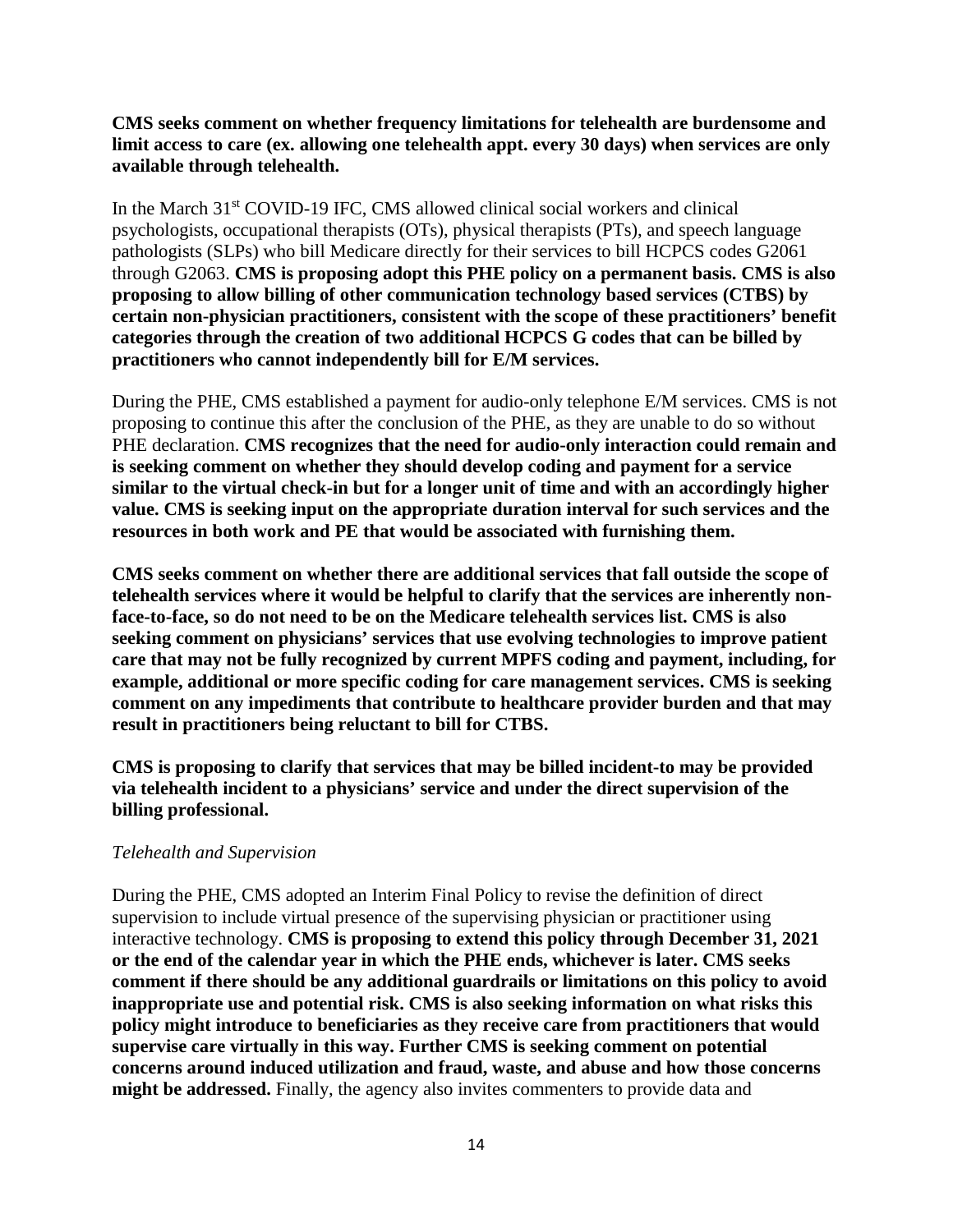**CMS seeks comment on whether frequency limitations for telehealth are burdensome and limit access to care (ex. allowing one telehealth appt. every 30 days) when services are only available through telehealth.**

In the March 31st COVID-19 IFC, CMS allowed clinical social workers and clinical psychologists, occupational therapists (OTs), physical therapists (PTs), and speech language pathologists (SLPs) who bill Medicare directly for their services to bill HCPCS codes G2061 through G2063. **CMS is proposing adopt this PHE policy on a permanent basis. CMS is also proposing to allow billing of other communication technology based services (CTBS) by certain non-physician practitioners, consistent with the scope of these practitioners' benefit categories through the creation of two additional HCPCS G codes that can be billed by practitioners who cannot independently bill for E/M services.**

During the PHE, CMS established a payment for audio-only telephone E/M services. CMS is not proposing to continue this after the conclusion of the PHE, as they are unable to do so without PHE declaration. **CMS recognizes that the need for audio-only interaction could remain and is seeking comment on whether they should develop coding and payment for a service similar to the virtual check-in but for a longer unit of time and with an accordingly higher value. CMS is seeking input on the appropriate duration interval for such services and the resources in both work and PE that would be associated with furnishing them.**

**CMS seeks comment on whether there are additional services that fall outside the scope of telehealth services where it would be helpful to clarify that the services are inherently non-face-to-face, so do not need to be on the Medicare telehealth services list. CMS is also seeking comment on physicians' services that use evolving technologies to improve patient care that may not be fully recognized by current MPFS coding and payment, including, for example, additional or more specific coding for care management services. CMS is seeking comment on any impediments that contribute to healthcare provider burden and that may result in practitioners being reluctant to bill for CTBS.**

**CMS is proposing to clarify that services that may be billed incident-to may be provided via telehealth incident to a physicians' service and under the direct supervision of the billing professional.**

*Telehealth and Supervision*

During the PHE, CMS adopted an Interim Final Policy to revise the definition of direct supervision to include virtual presence of the supervising physician or practitioner using interactive technology. **CMS is proposing to extend this policy through December 31, 2021 or the end of the calendar year in which the PHE ends, whichever is later. CMS seeks comment if there should be any additional guardrails or limitations on this policy to avoid inappropriate use and potential risk. CMS is also seeking information on what risks this policy might introduce to beneficiaries as they receive care from practitioners that would supervise care virtually in this way. Further CMS is seeking comment on potential concerns around induced utilization and fraud, waste, and abuse and how those concerns might be addressed.** Finally, the agency also invites commenters to provide data and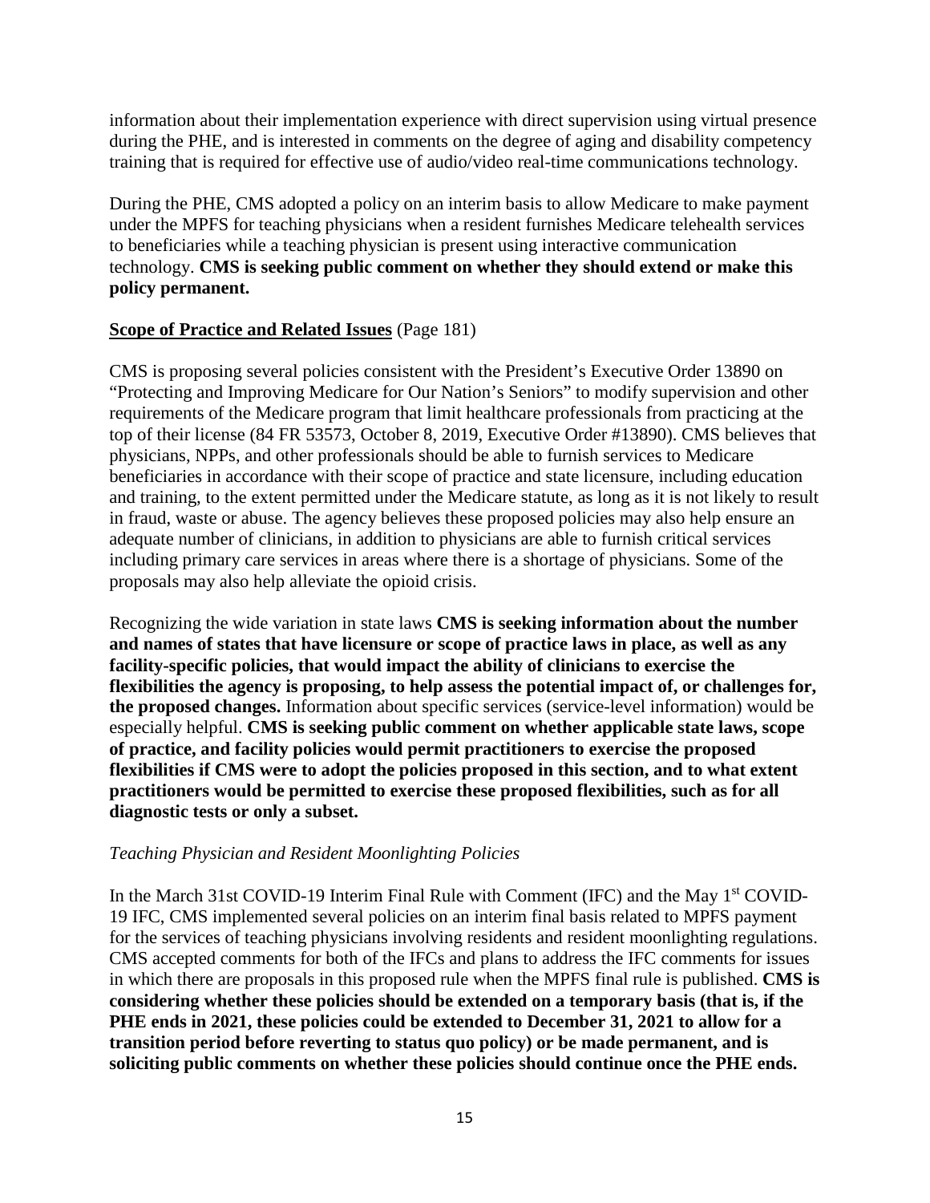information about their implementation experience with direct supervision using virtual presence during the PHE, and is interested in comments on the degree of aging and disability competency training that is required for effective use of audio/video real-time communications technology.

During the PHE, CMS adopted a policy on an interim basis to allow Medicare to make payment under the MPFS for teaching physicians when a resident furnishes Medicare telehealth services to beneficiaries while a teaching physician is present using interactive communication technology. **CMS is seeking public comment on whether they should extend or make this policy permanent.**

**Scope of Practice and Related Issues** (Page 181)

CMS is proposing several policies consistent with the President's Executive Order 13890 on "Protecting and Improving Medicare for Our Nation's Seniors" to modify supervision and other requirements of the Medicare program that limit healthcare professionals from practicing at the top of their license (84 FR 53573, October 8, 2019, Executive Order #13890). CMS believes that physicians, NPPs, and other professionals should be able to furnish services to Medicare beneficiaries in accordance with their scope of practice and state licensure, including education and training, to the extent permitted under the Medicare statute, as long as it is not likely to result in fraud, waste or abuse. The agency believes these proposed policies may also help ensure an adequate number of clinicians, in addition to physicians are able to furnish critical services including primary care services in areas where there is a shortage of physicians. Some of the proposals may also help alleviate the opioid crisis.

Recognizing the wide variation in state laws **CMS is seeking information about the number and names of states that have licensure or scope of practice laws in place, as well as any facility-specific policies, that would impact the ability of clinicians to exercise the flexibilities the agency is proposing, to help assess the potential impact of, or challenges for, the proposed changes.** Information about specific services (service-level information) would be especially helpful. **CMS is seeking public comment on whether applicable state laws, scope of practice, and facility policies would permit practitioners to exercise the proposed flexibilities if CMS were to adopt the policies proposed in this section, and to what extent practitioners would be permitted to exercise these proposed flexibilities, such as for all diagnostic tests or only a subset.**

*Teaching Physician and Resident Moonlighting Policies*

In the March 31st COVID-19 Interim Final Rule with Comment (IFC) and the May 1st COVID-19 IFC, CMS implemented several policies on an interim final basis related to MPFS payment for the services of teaching physicians involving residents and resident moonlighting regulations. CMS accepted comments for both of the IFCs and plans to address the IFC comments for issues in which there are proposals in this proposed rule when the MPFS final rule is published. **CMS is considering whether these policies should be extended on a temporary basis (that is, if the PHE ends in 2021, these policies could be extended to December 31, 2021 to allow for a transition period before reverting to status quo policy) or be made permanent, and is soliciting public comments on whether these policies should continue once the PHE ends.**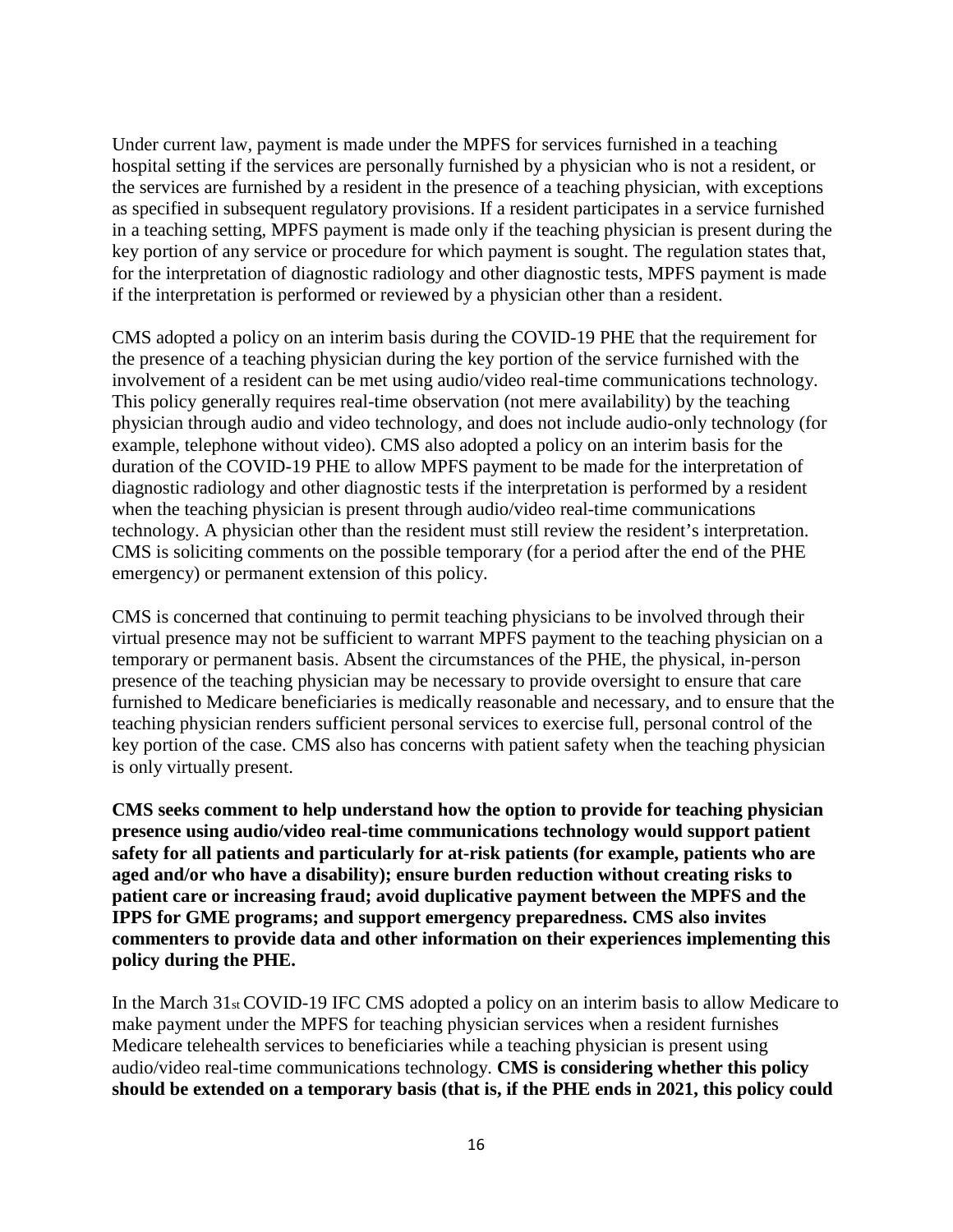Under current law, payment is made under the MPFS for services furnished in a teaching hospital setting if the services are personally furnished by a physician who is not a resident, or the services are furnished by a resident in the presence of a teaching physician, with exceptions as specified in subsequent regulatory provisions. If a resident participates in a service furnished in a teaching setting, MPFS payment is made only if the teaching physician is present during the key portion of any service or procedure for which payment is sought. The regulation states that, for the interpretation of diagnostic radiology and other diagnostic tests, MPFS payment is made if the interpretation is performed or reviewed by a physician other than a resident.

CMS adopted a policy on an interim basis during the COVID-19 PHE that the requirement for the presence of a teaching physician during the key portion of the service furnished with the involvement of a resident can be met using audio/video real-time communications technology. This policy generally requires real-time observation (not mere availability) by the teaching physician through audio and video technology, and does not include audio-only technology (for example, telephone without video). CMS also adopted a policy on an interim basis for the duration of the COVID-19 PHE to allow MPFS payment to be made for the interpretation of diagnostic radiology and other diagnostic tests if the interpretation is performed by a resident when the teaching physician is present through audio/video real-time communications technology. A physician other than the resident must still review the resident's interpretation. CMS is soliciting comments on the possible temporary (for a period after the end of the PHE emergency) or permanent extension of this policy.

CMS is concerned that continuing to permit teaching physicians to be involved through their virtual presence may not be sufficient to warrant MPFS payment to the teaching physician on a temporary or permanent basis. Absent the circumstances of the PHE, the physical, in-person presence of the teaching physician may be necessary to provide oversight to ensure that care furnished to Medicare beneficiaries is medically reasonable and necessary, and to ensure that the teaching physician renders sufficient personal services to exercise full, personal control of the key portion of the case. CMS also has concerns with patient safety when the teaching physician is only virtually present.

**CMS seeks comment to help understand how the option to provide for teaching physician presence using audio/video real-time communications technology would support patient safety for all patients and particularly for at-risk patients (for example, patients who are aged and/or who have a disability); ensure burden reduction without creating risks to patient care or increasing fraud; avoid duplicative payment between the MPFS and the IPPS for GME programs; and support emergency preparedness. CMS also invites commenters to provide data and other information on their experiences implementing this policy during the PHE.**

In the March 31st COVID-19 IFC CMS adopted a policy on an interim basis to allow Medicare to make payment under the MPFS for teaching physician services when a resident furnishes Medicare telehealth services to beneficiaries while a teaching physician is present using audio/video real-time communications technology. **CMS is considering whether this policy should be extended on a temporary basis (that is, if the PHE ends in 2021, this policy could**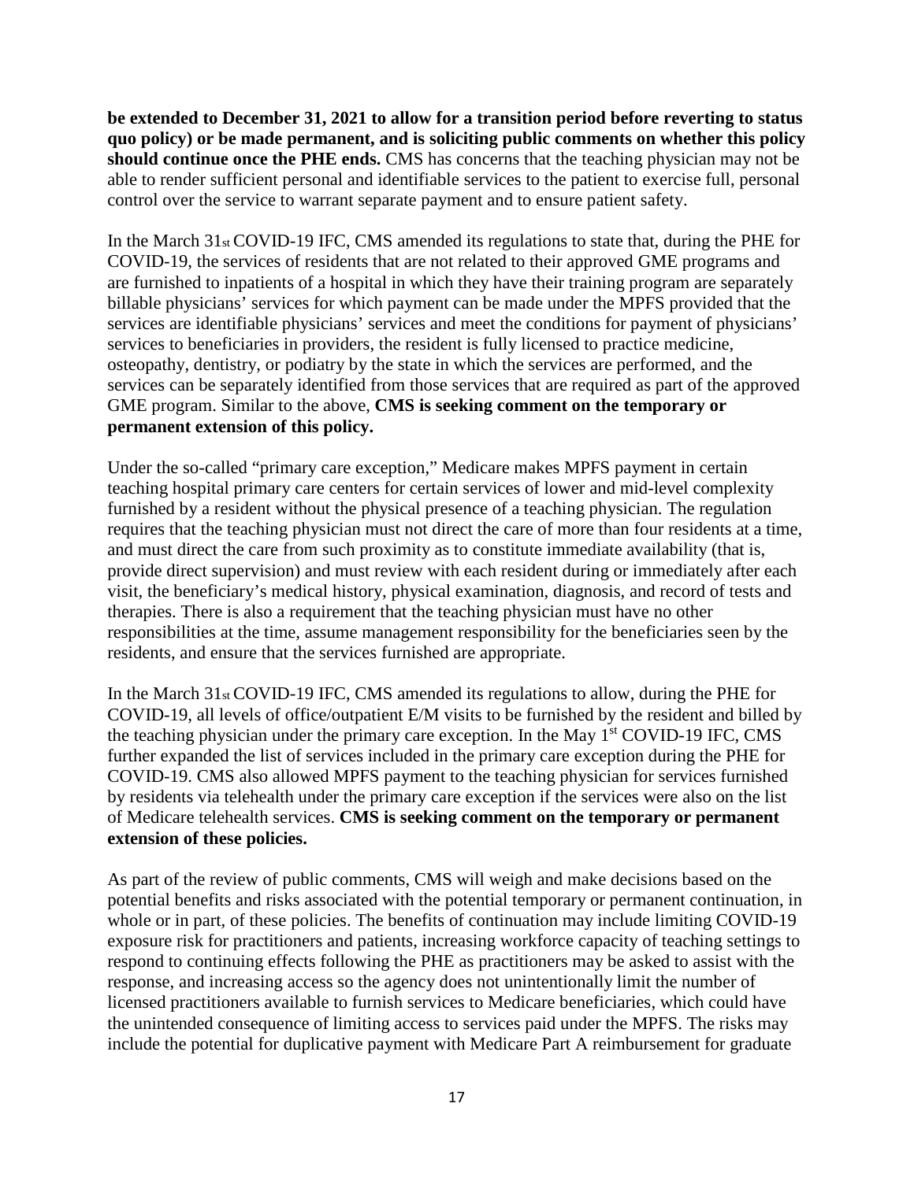**be extended to December 31, 2021 to allow for a transition period before reverting to status quo policy) or be made permanent, and is soliciting public comments on whether this policy should continue once the PHE ends.** CMS has concerns that the teaching physician may not be able to render sufficient personal and identifiable services to the patient to exercise full, personal control over the service to warrant separate payment and to ensure patient safety.

In the March 31st COVID-19 IFC, CMS amended its regulations to state that, during the PHE for COVID-19, the services of residents that are not related to their approved GME programs and are furnished to inpatients of a hospital in which they have their training program are separately billable physicians' services for which payment can be made under the MPFS provided that the services are identifiable physicians' services and meet the conditions for payment of physicians' services to beneficiaries in providers, the resident is fully licensed to practice medicine, osteopathy, dentistry, or podiatry by the state in which the services are performed, and the services can be separately identified from those services that are required as part of the approved GME program. Similar to the above, **CMS is seeking comment on the temporary or permanent extension of this policy.**

Under the so-called "primary care exception," Medicare makes MPFS payment in certain teaching hospital primary care centers for certain services of lower and mid-level complexity furnished by a resident without the physical presence of a teaching physician. The regulation requires that the teaching physician must not direct the care of more than four residents at a time, and must direct the care from such proximity as to constitute immediate availability (that is, provide direct supervision) and must review with each resident during or immediately after each visit, the beneficiary's medical history, physical examination, diagnosis, and record of tests and therapies. There is also a requirement that the teaching physician must have no other responsibilities at the time, assume management responsibility for the beneficiaries seen by the residents, and ensure that the services furnished are appropriate.

In the March 31st COVID-19 IFC, CMS amended its regulations to allow, during the PHE for COVID-19, all levels of office/outpatient E/M visits to be furnished by the resident and billed by the teaching physician under the primary care exception. In the May 1st COVID-19 IFC, CMS further expanded the list of services included in the primary care exception during the PHE for COVID-19. CMS also allowed MPFS payment to the teaching physician for services furnished by residents via telehealth under the primary care exception if the services were also on the list of Medicare telehealth services. **CMS is seeking comment on the temporary or permanent extension of these policies.**

As part of the review of public comments, CMS will weigh and make decisions based on the potential benefits and risks associated with the potential temporary or permanent continuation, in whole or in part, of these policies. The benefits of continuation may include limiting COVID-19 exposure risk for practitioners and patients, increasing workforce capacity of teaching settings to respond to continuing effects following the PHE as practitioners may be asked to assist with the response, and increasing access so the agency does not unintentionally limit the number of licensed practitioners available to furnish services to Medicare beneficiaries, which could have the unintended consequence of limiting access to services paid under the MPFS. The risks may include the potential for duplicative payment with Medicare Part A reimbursement for graduate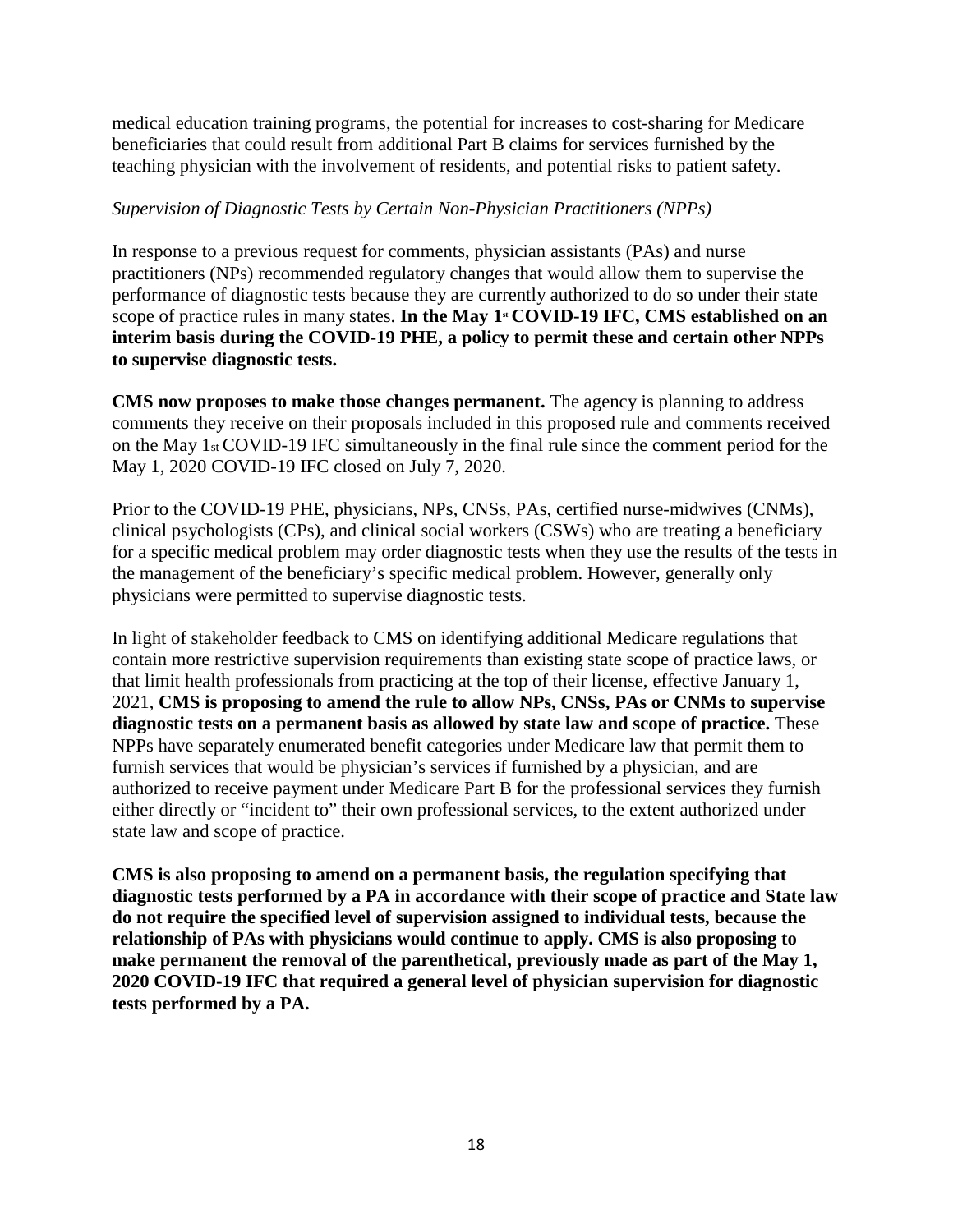medical education training programs, the potential for increases to cost-sharing for Medicare beneficiaries that could result from additional Part B claims for services furnished by the teaching physician with the involvement of residents, and potential risks to patient safety.

*Supervision of Diagnostic Tests by Certain Non-Physician Practitioners (NPPs)*

In response to a previous request for comments, physician assistants (PAs) and nurse practitioners (NPs) recommended regulatory changes that would allow them to supervise the performance of diagnostic tests because they are currently authorized to do so under their state scope of practice rules in many states. **In the May 1st COVID-19 IFC, CMS established on an interim basis during the COVID-19 PHE, a policy to permit these and certain other NPPs to supervise diagnostic tests.**

**CMS now proposes to make those changes permanent.** The agency is planning to address comments they receive on their proposals included in this proposed rule and comments received on the May 1st COVID-19 IFC simultaneously in the final rule since the comment period for the May 1, 2020 COVID-19 IFC closed on July 7, 2020.

Prior to the COVID-19 PHE, physicians, NPs, CNSs, PAs, certified nurse-midwives (CNMs), clinical psychologists (CPs), and clinical social workers (CSWs) who are treating a beneficiary for a specific medical problem may order diagnostic tests when they use the results of the tests in the management of the beneficiary's specific medical problem. However, generally only physicians were permitted to supervise diagnostic tests.

In light of stakeholder feedback to CMS on identifying additional Medicare regulations that contain more restrictive supervision requirements than existing state scope of practice laws, or that limit health professionals from practicing at the top of their license, effective January 1, 2021, **CMS is proposing to amend the rule to allow NPs, CNSs, PAs or CNMs to supervise diagnostic tests on a permanent basis as allowed by state law and scope of practice.** These NPPs have separately enumerated benefit categories under Medicare law that permit them to furnish services that would be physician's services if furnished by a physician, and are authorized to receive payment under Medicare Part B for the professional services they furnish either directly or "incident to" their own professional services, to the extent authorized under state law and scope of practice.

**CMS is also proposing to amend on a permanent basis, the regulation specifying that diagnostic tests performed by a PA in accordance with their scope of practice and State law do not require the specified level of supervision assigned to individual tests, because the relationship of PAs with physicians would continue to apply. CMS is also proposing to make permanent the removal of the parenthetical, previously made as part of the May 1, 2020 COVID-19 IFC that required a general level of physician supervision for diagnostic tests performed by a PA.**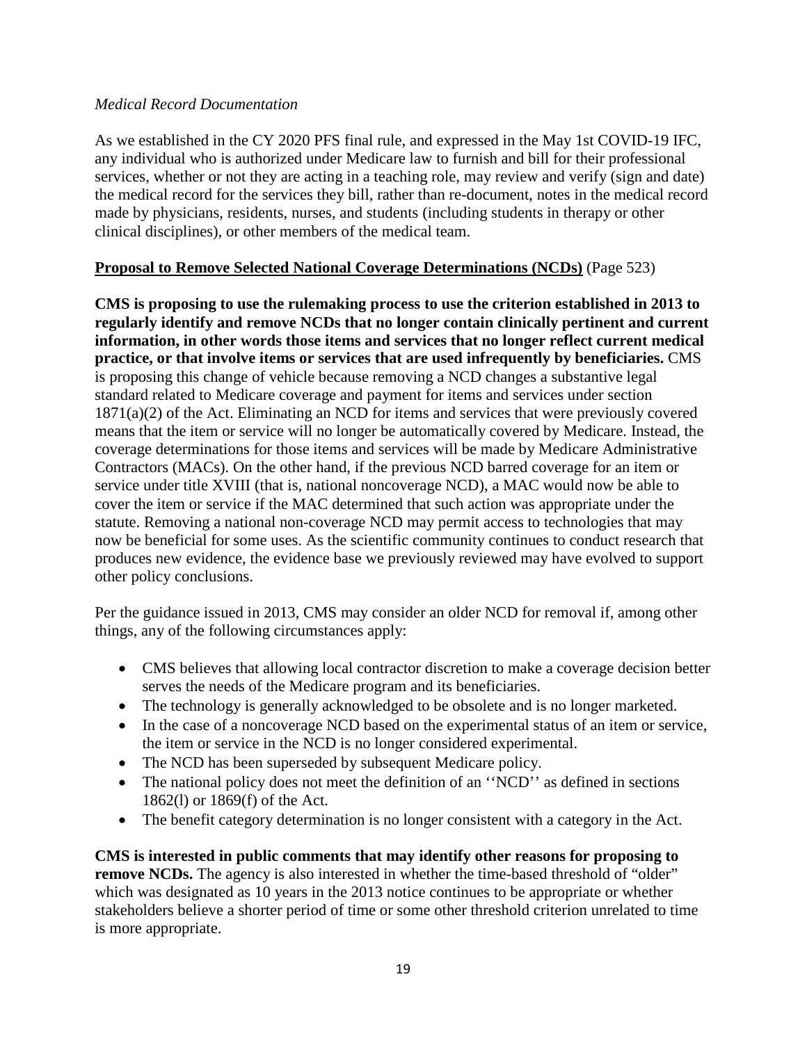*Medical Record Documentation*

As we established in the CY 2020 PFS final rule, and expressed in the May 1st COVID-19 IFC, any individual who is authorized under Medicare law to furnish and bill for their professional services, whether or not they are acting in a teaching role, may review and verify (sign and date) the medical record for the services they bill, rather than re-document, notes in the medical record made by physicians, residents, nurses, and students (including students in therapy or other clinical disciplines), or other members of the medical team.

**Proposal to Remove Selected National Coverage Determinations (NCDs)** (Page 523)

**CMS is proposing to use the rulemaking process to use the criterion established in 2013 to regularly identify and remove NCDs that no longer contain clinically pertinent and current information, in other words those items and services that no longer reflect current medical practice, or that involve items or services that are used infrequently by beneficiaries.** CMS is proposing this change of vehicle because removing a NCD changes a substantive legal standard related to Medicare coverage and payment for items and services under section 1871(a)(2) of the Act. Eliminating an NCD for items and services that were previously covered means that the item or service will no longer be automatically covered by Medicare. Instead, the coverage determinations for those items and services will be made by Medicare Administrative Contractors (MACs). On the other hand, if the previous NCD barred coverage for an item or service under title XVIII (that is, national noncoverage NCD), a MAC would now be able to cover the item or service if the MAC determined that such action was appropriate under the statute. Removing a national non-coverage NCD may permit access to technologies that may now be beneficial for some uses. As the scientific community continues to conduct research that produces new evidence, the evidence base we previously reviewed may have evolved to support other policy conclusions.

Per the guidance issued in 2013, CMS may consider an older NCD for removal if, among other things, any of the following circumstances apply:

- CMS believes that allowing local contractor discretion to make a coverage decision better serves the needs of the Medicare program and its beneficiaries.
- The technology is generally acknowledged to be obsolete and is no longer marketed.
- In the case of a noncoverage NCD based on the experimental status of an item or service, the item or service in the NCD is no longer considered experimental.
- The NCD has been superseded by subsequent Medicare policy.
- The national policy does not meet the definition of an ''NCD'' as defined in sections 1862(l) or 1869(f) of the Act.
- The benefit category determination is no longer consistent with a category in the Act.

**CMS is interested in public comments that may identify other reasons for proposing to remove NCDs.** The agency is also interested in whether the time-based threshold of "older" which was designated as 10 years in the 2013 notice continues to be appropriate or whether stakeholders believe a shorter period of time or some other threshold criterion unrelated to time is more appropriate.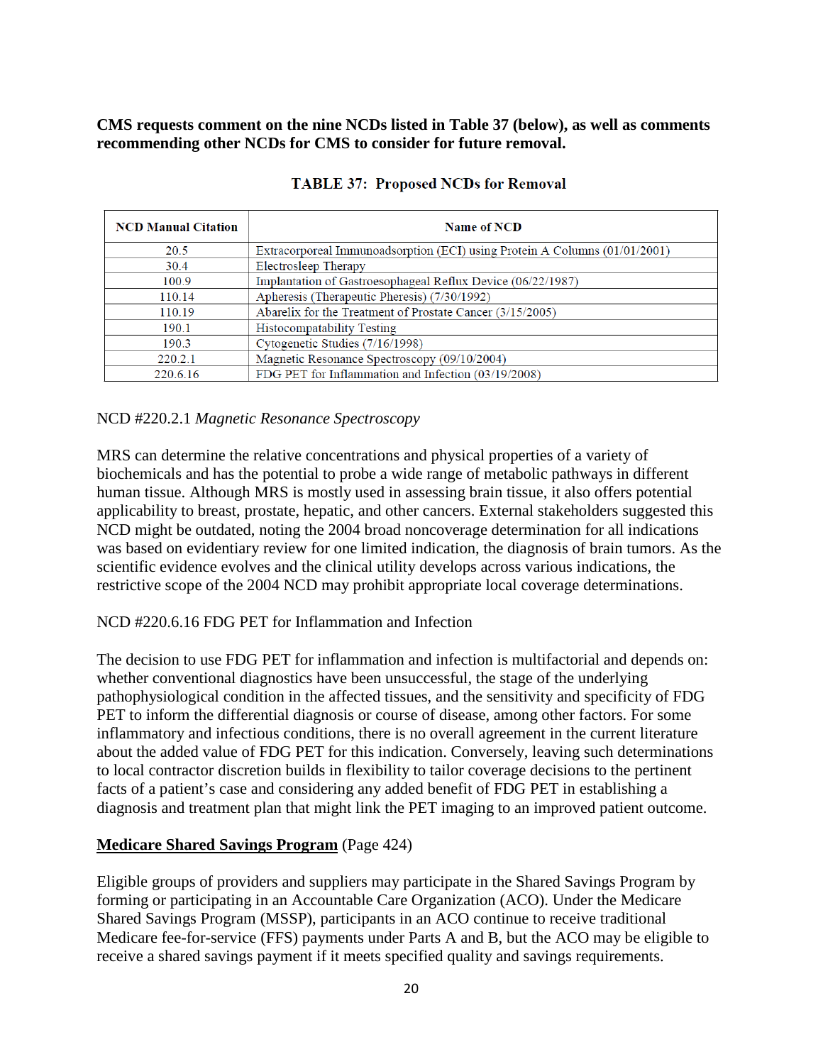**CMS requests comment on the nine NCDs listed in Table 37 (below), as well as comments recommending other NCDs for CMS to consider for future removal.**

**TABLE 37: Proposed NCDs for Removal**

| NCD Manual Citation | Name of NCD |
|---|---|
| 20.5 | Extracorporeal Immunoadsorption (ECI) using Protein A Columns (01/01/2001) |
| 30.4 | Electrosleep Therapy |
| 100.9 | Implantation of Gastroesophageal Reflux Device (06/22/1987) |
| 110.14 | Apheresis (Therapeutic Pheresis) (7/30/1992) |
| 110.19 | Abarelix for the Treatment of Prostate Cancer (3/15/2005) |
| 190.1 | Histocompatibility Testing |
| 190.3 | Cytogenetic Studies (7/16/1998) |
| 220.2.1 | Magnetic Resonance Spectroscopy (09/10/2004) |
| 220.6.16 | FDG PET for Inflammation and Infection (03/19/2008) |

NCD #220.2.1 *Magnetic Resonance Spectroscopy*

MRS can determine the relative concentrations and physical properties of a variety of biochemicals and has the potential to probe a wide range of metabolic pathways in different human tissue. Although MRS is mostly used in assessing brain tissue, it also offers potential applicability to breast, prostate, hepatic, and other cancers. External stakeholders suggested this NCD might be outdated, noting the 2004 broad noncoverage determination for all indications was based on evidentiary review for one limited indication, the diagnosis of brain tumors. As the scientific evidence evolves and the clinical utility develops across various indications, the restrictive scope of the 2004 NCD may prohibit appropriate local coverage determinations.

NCD #220.6.16 FDG PET for Inflammation and Infection

The decision to use FDG PET for inflammation and infection is multifactorial and depends on: whether conventional diagnostics have been unsuccessful, the stage of the underlying pathophysiological condition in the affected tissues, and the sensitivity and specificity of FDG PET to inform the differential diagnosis or course of disease, among other factors. For some inflammatory and infectious conditions, there is no overall agreement in the current literature about the added value of FDG PET for this indication. Conversely, leaving such determinations to local contractor discretion builds in flexibility to tailor coverage decisions to the pertinent facts of a patient's case and considering any added benefit of FDG PET in establishing a diagnosis and treatment plan that might link the PET imaging to an improved patient outcome.

**Medicare Shared Savings Program** (Page 424)

Eligible groups of providers and suppliers may participate in the Shared Savings Program by forming or participating in an Accountable Care Organization (ACO). Under the Medicare Shared Savings Program (MSSP), participants in an ACO continue to receive traditional Medicare fee-for-service (FFS) payments under Parts A and B, but the ACO may be eligible to receive a shared savings payment if it meets specified quality and savings requirements.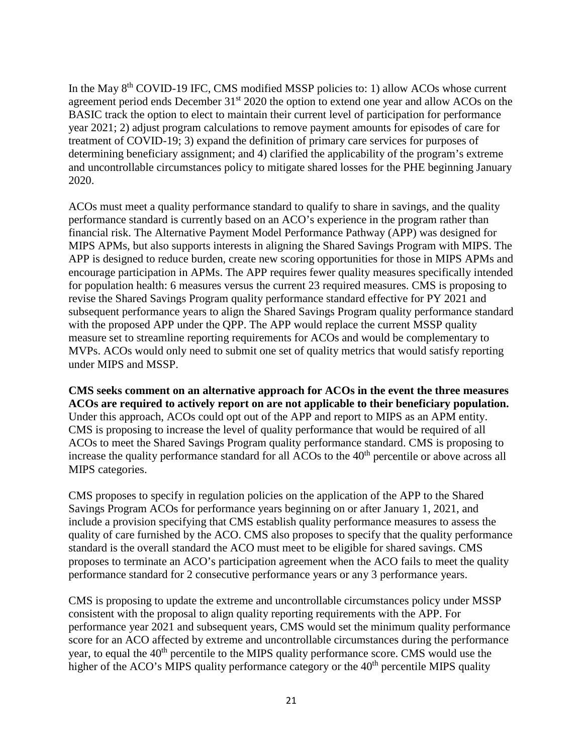In the May 8th COVID-19 IFC, CMS modified MSSP policies to: 1) allow ACOs whose current agreement period ends December 31st 2020 the option to extend one year and allow ACOs on the BASIC track the option to elect to maintain their current level of participation for performance year 2021; 2) adjust program calculations to remove payment amounts for episodes of care for treatment of COVID-19; 3) expand the definition of primary care services for purposes of determining beneficiary assignment; and 4) clarified the applicability of the program's extreme and uncontrollable circumstances policy to mitigate shared losses for the PHE beginning January 2020.

ACOs must meet a quality performance standard to qualify to share in savings, and the quality performance standard is currently based on an ACO's experience in the program rather than financial risk. The Alternative Payment Model Performance Pathway (APP) was designed for MIPS APMs, but also supports interests in aligning the Shared Savings Program with MIPS. The APP is designed to reduce burden, create new scoring opportunities for those in MIPS APMs and encourage participation in APMs. The APP requires fewer quality measures specifically intended for population health: 6 measures versus the current 23 required measures. CMS is proposing to revise the Shared Savings Program quality performance standard effective for PY 2021 and subsequent performance years to align the Shared Savings Program quality performance standard with the proposed APP under the QPP. The APP would replace the current MSSP quality measure set to streamline reporting requirements for ACOs and would be complementary to MVPs. ACOs would only need to submit one set of quality metrics that would satisfy reporting under MIPS and MSSP.

**CMS seeks comment on an alternative approach for ACOs in the event the three measures ACOs are required to actively report on are not applicable to their beneficiary population.** Under this approach, ACOs could opt out of the APP and report to MIPS as an APM entity. CMS is proposing to increase the level of quality performance that would be required of all ACOs to meet the Shared Savings Program quality performance standard. CMS is proposing to increase the quality performance standard for all ACOs to the 40th percentile or above across all MIPS categories.

CMS proposes to specify in regulation policies on the application of the APP to the Shared Savings Program ACOs for performance years beginning on or after January 1, 2021, and include a provision specifying that CMS establish quality performance measures to assess the quality of care furnished by the ACO. CMS also proposes to specify that the quality performance standard is the overall standard the ACO must meet to be eligible for shared savings. CMS proposes to terminate an ACO's participation agreement when the ACO fails to meet the quality performance standard for 2 consecutive performance years or any 3 performance years.

CMS is proposing to update the extreme and uncontrollable circumstances policy under MSSP consistent with the proposal to align quality reporting requirements with the APP. For performance year 2021 and subsequent years, CMS would set the minimum quality performance score for an ACO affected by extreme and uncontrollable circumstances during the performance year, to equal the 40th percentile to the MIPS quality performance score. CMS would use the higher of the ACO's MIPS quality performance category or the 40th percentile MIPS quality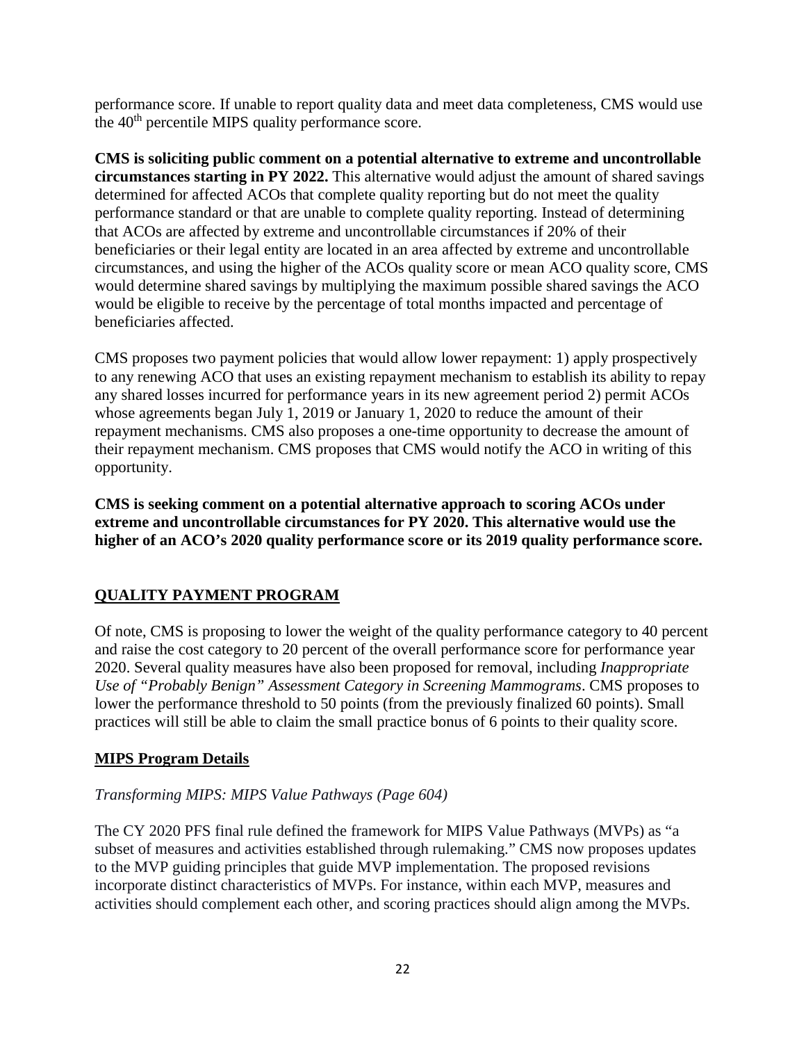performance score. If unable to report quality data and meet data completeness, CMS would use the 40th percentile MIPS quality performance score.

**CMS is soliciting public comment on a potential alternative to extreme and uncontrollable circumstances starting in PY 2022.** This alternative would adjust the amount of shared savings determined for affected ACOs that complete quality reporting but do not meet the quality performance standard or that are unable to complete quality reporting. Instead of determining that ACOs are affected by extreme and uncontrollable circumstances if 20% of their beneficiaries or their legal entity are located in an area affected by extreme and uncontrollable circumstances, and using the higher of the ACOs quality score or mean ACO quality score, CMS would determine shared savings by multiplying the maximum possible shared savings the ACO would be eligible to receive by the percentage of total months impacted and percentage of beneficiaries affected.

CMS proposes two payment policies that would allow lower repayment: 1) apply prospectively to any renewing ACO that uses an existing repayment mechanism to establish its ability to repay any shared losses incurred for performance years in its new agreement period 2) permit ACOs whose agreements began July 1, 2019 or January 1, 2020 to reduce the amount of their repayment mechanisms. CMS also proposes a one-time opportunity to decrease the amount of their repayment mechanism. CMS proposes that CMS would notify the ACO in writing of this opportunity.

**CMS is seeking comment on a potential alternative approach to scoring ACOs under extreme and uncontrollable circumstances for PY 2020. This alternative would use the higher of an ACO's 2020 quality performance score or its 2019 quality performance score.**

## QUALITY PAYMENT PROGRAM

Of note, CMS is proposing to lower the weight of the quality performance category to 40 percent and raise the cost category to 20 percent of the overall performance score for performance year 2020. Several quality measures have also been proposed for removal, including *Inappropriate Use of "Probably Benign" Assessment Category in Screening Mammograms*. CMS proposes to lower the performance threshold to 50 points (from the previously finalized 60 points). Small practices will still be able to claim the small practice bonus of 6 points to their quality score.

### MIPS Program Details

*Transforming MIPS: MIPS Value Pathways (Page 604)*

The CY 2020 PFS final rule defined the framework for MIPS Value Pathways (MVPs) as "a subset of measures and activities established through rulemaking." CMS now proposes updates to the MVP guiding principles that guide MVP implementation. The proposed revisions incorporate distinct characteristics of MVPs. For instance, within each MVP, measures and activities should complement each other, and scoring practices should align among the MVPs.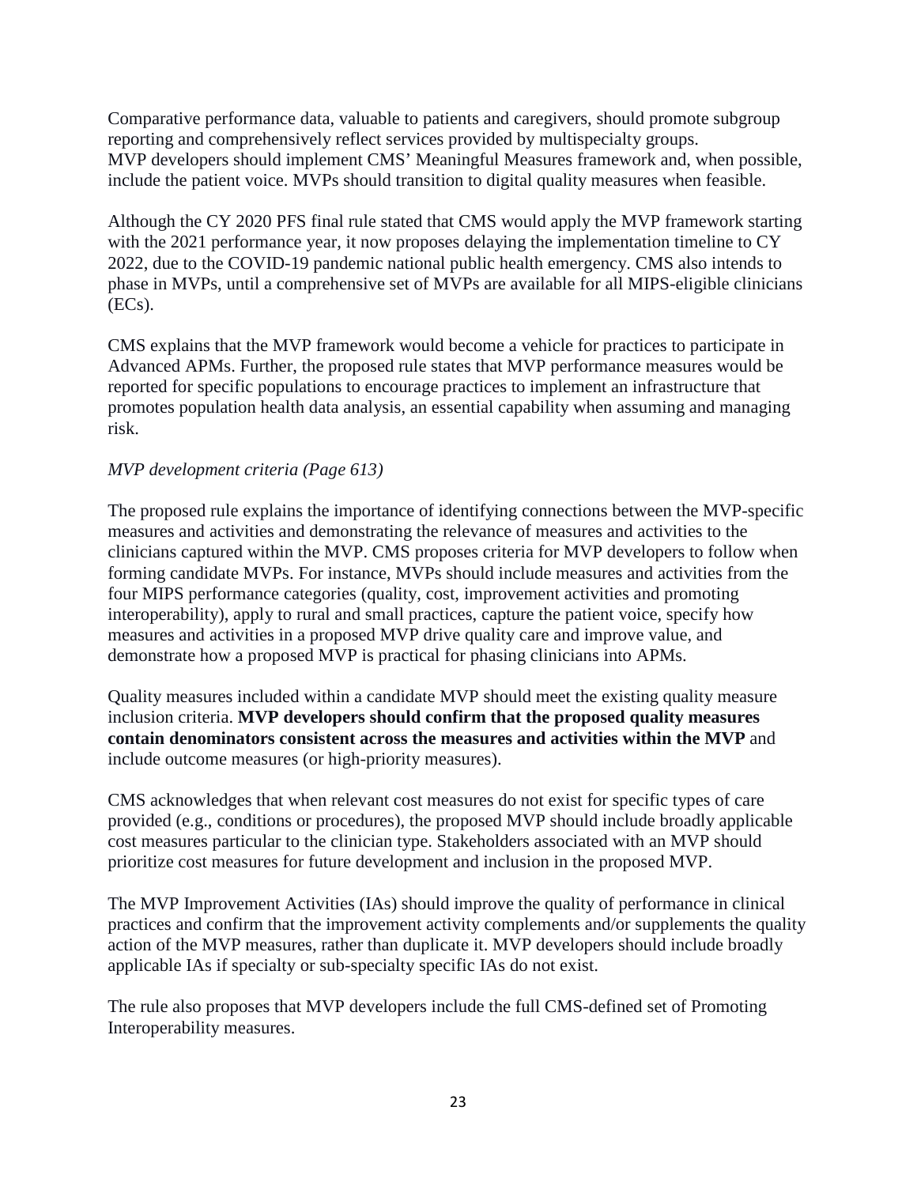Comparative performance data, valuable to patients and caregivers, should promote subgroup reporting and comprehensively reflect services provided by multispecialty groups. MVP developers should implement CMS' Meaningful Measures framework and, when possible, include the patient voice. MVPs should transition to digital quality measures when feasible.

Although the CY 2020 PFS final rule stated that CMS would apply the MVP framework starting with the 2021 performance year, it now proposes delaying the implementation timeline to CY 2022, due to the COVID-19 pandemic national public health emergency. CMS also intends to phase in MVPs, until a comprehensive set of MVPs are available for all MIPS-eligible clinicians (ECs).

CMS explains that the MVP framework would become a vehicle for practices to participate in Advanced APMs. Further, the proposed rule states that MVP performance measures would be reported for specific populations to encourage practices to implement an infrastructure that promotes population health data analysis, an essential capability when assuming and managing risk.

*MVP development criteria (Page 613)*

The proposed rule explains the importance of identifying connections between the MVP-specific measures and activities and demonstrating the relevance of measures and activities to the clinicians captured within the MVP. CMS proposes criteria for MVP developers to follow when forming candidate MVPs. For instance, MVPs should include measures and activities from the four MIPS performance categories (quality, cost, improvement activities and promoting interoperability), apply to rural and small practices, capture the patient voice, specify how measures and activities in a proposed MVP drive quality care and improve value, and demonstrate how a proposed MVP is practical for phasing clinicians into APMs.

Quality measures included within a candidate MVP should meet the existing quality measure inclusion criteria. **MVP developers should confirm that the proposed quality measures contain denominators consistent across the measures and activities within the MVP** and include outcome measures (or high-priority measures).

CMS acknowledges that when relevant cost measures do not exist for specific types of care provided (e.g., conditions or procedures), the proposed MVP should include broadly applicable cost measures particular to the clinician type. Stakeholders associated with an MVP should prioritize cost measures for future development and inclusion in the proposed MVP.

The MVP Improvement Activities (IAs) should improve the quality of performance in clinical practices and confirm that the improvement activity complements and/or supplements the quality action of the MVP measures, rather than duplicate it. MVP developers should include broadly applicable IAs if specialty or sub-specialty specific IAs do not exist.

The rule also proposes that MVP developers include the full CMS-defined set of Promoting Interoperability measures.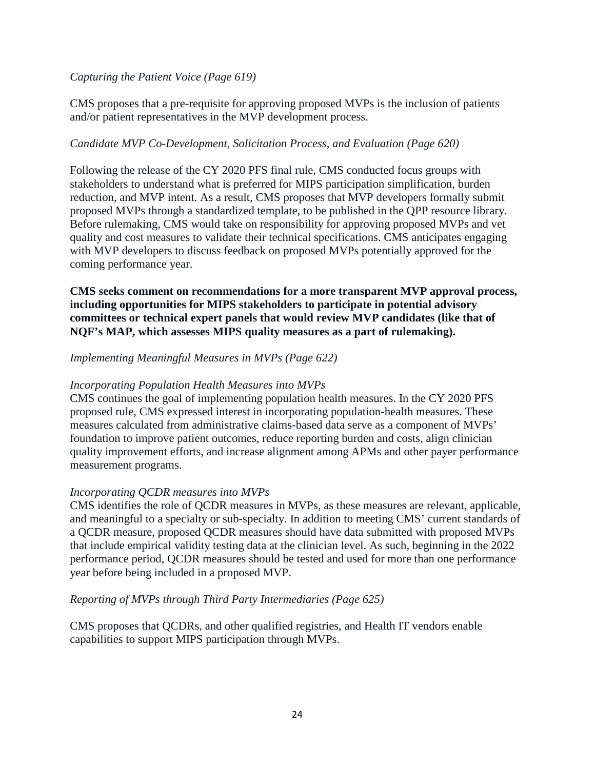*Capturing the Patient Voice (Page 619)*

CMS proposes that a pre-requisite for approving proposed MVPs is the inclusion of patients and/or patient representatives in the MVP development process.

*Candidate MVP Co-Development, Solicitation Process, and Evaluation (Page 620)*

Following the release of the CY 2020 PFS final rule, CMS conducted focus groups with stakeholders to understand what is preferred for MIPS participation simplification, burden reduction, and MVP intent. As a result, CMS proposes that MVP developers formally submit proposed MVPs through a standardized template, to be published in the QPP resource library. Before rulemaking, CMS would take on responsibility for approving proposed MVPs and vet quality and cost measures to validate their technical specifications. CMS anticipates engaging with MVP developers to discuss feedback on proposed MVPs potentially approved for the coming performance year.

**CMS seeks comment on recommendations for a more transparent MVP approval process, including opportunities for MIPS stakeholders to participate in potential advisory committees or technical expert panels that would review MVP candidates (like that of NQF's MAP, which assesses MIPS quality measures as a part of rulemaking).**

*Implementing Meaningful Measures in MVPs (Page 622)*

*Incorporating Population Health Measures into MVPs*
CMS continues the goal of implementing population health measures. In the CY 2020 PFS proposed rule, CMS expressed interest in incorporating population-health measures. These measures calculated from administrative claims-based data serve as a component of MVPs' foundation to improve patient outcomes, reduce reporting burden and costs, align clinician quality improvement efforts, and increase alignment among APMs and other payer performance measurement programs.

*Incorporating QCDR measures into MVPs*
CMS identifies the role of QCDR measures in MVPs, as these measures are relevant, applicable, and meaningful to a specialty or sub-specialty. In addition to meeting CMS' current standards of a QCDR measure, proposed QCDR measures should have data submitted with proposed MVPs that include empirical validity testing data at the clinician level. As such, beginning in the 2022 performance period, QCDR measures should be tested and used for more than one performance year before being included in a proposed MVP.

*Reporting of MVPs through Third Party Intermediaries (Page 625)*

CMS proposes that QCDRs, and other qualified registries, and Health IT vendors enable capabilities to support MIPS participation through MVPs.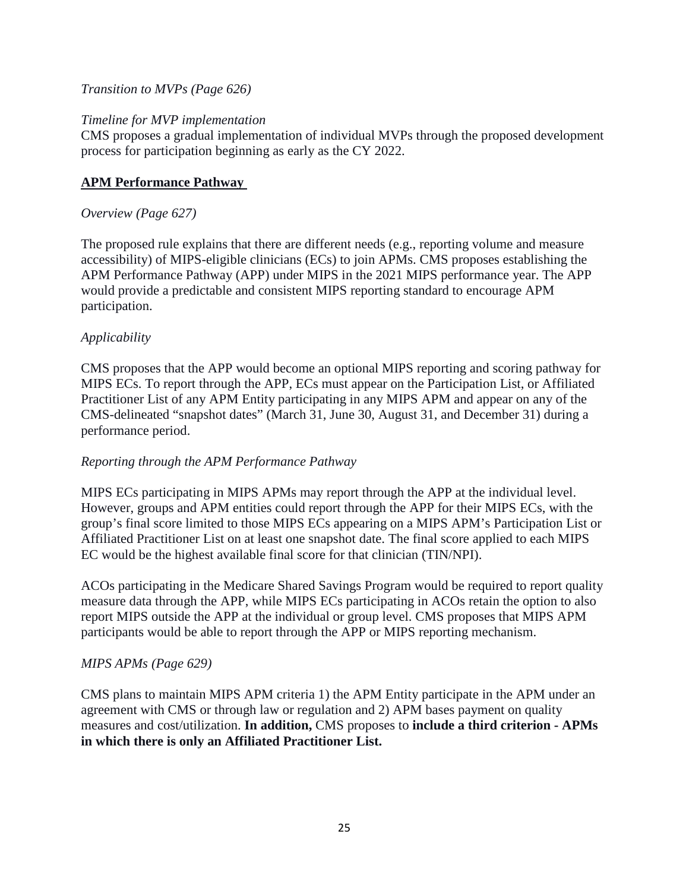*Transition to MVPs (Page 626)*

*Timeline for MVP implementation*
CMS proposes a gradual implementation of individual MVPs through the proposed development process for participation beginning as early as the CY 2022.

**APM Performance Pathway**

*Overview (Page 627)*

The proposed rule explains that there are different needs (e.g., reporting volume and measure accessibility) of MIPS-eligible clinicians (ECs) to join APMs. CMS proposes establishing the APM Performance Pathway (APP) under MIPS in the 2021 MIPS performance year. The APP would provide a predictable and consistent MIPS reporting standard to encourage APM participation.

*Applicability*

CMS proposes that the APP would become an optional MIPS reporting and scoring pathway for MIPS ECs. To report through the APP, ECs must appear on the Participation List, or Affiliated Practitioner List of any APM Entity participating in any MIPS APM and appear on any of the CMS-delineated "snapshot dates" (March 31, June 30, August 31, and December 31) during a performance period.

*Reporting through the APM Performance Pathway*

MIPS ECs participating in MIPS APMs may report through the APP at the individual level. However, groups and APM entities could report through the APP for their MIPS ECs, with the group's final score limited to those MIPS ECs appearing on a MIPS APM's Participation List or Affiliated Practitioner List on at least one snapshot date. The final score applied to each MIPS EC would be the highest available final score for that clinician (TIN/NPI).

ACOs participating in the Medicare Shared Savings Program would be required to report quality measure data through the APP, while MIPS ECs participating in ACOs retain the option to also report MIPS outside the APP at the individual or group level. CMS proposes that MIPS APM participants would be able to report through the APP or MIPS reporting mechanism.

*MIPS APMs (Page 629)*

CMS plans to maintain MIPS APM criteria 1) the APM Entity participate in the APM under an agreement with CMS or through law or regulation and 2) APM bases payment on quality measures and cost/utilization. **In addition,** CMS proposes to **include a third criterion - APMs in which there is only an Affiliated Practitioner List.**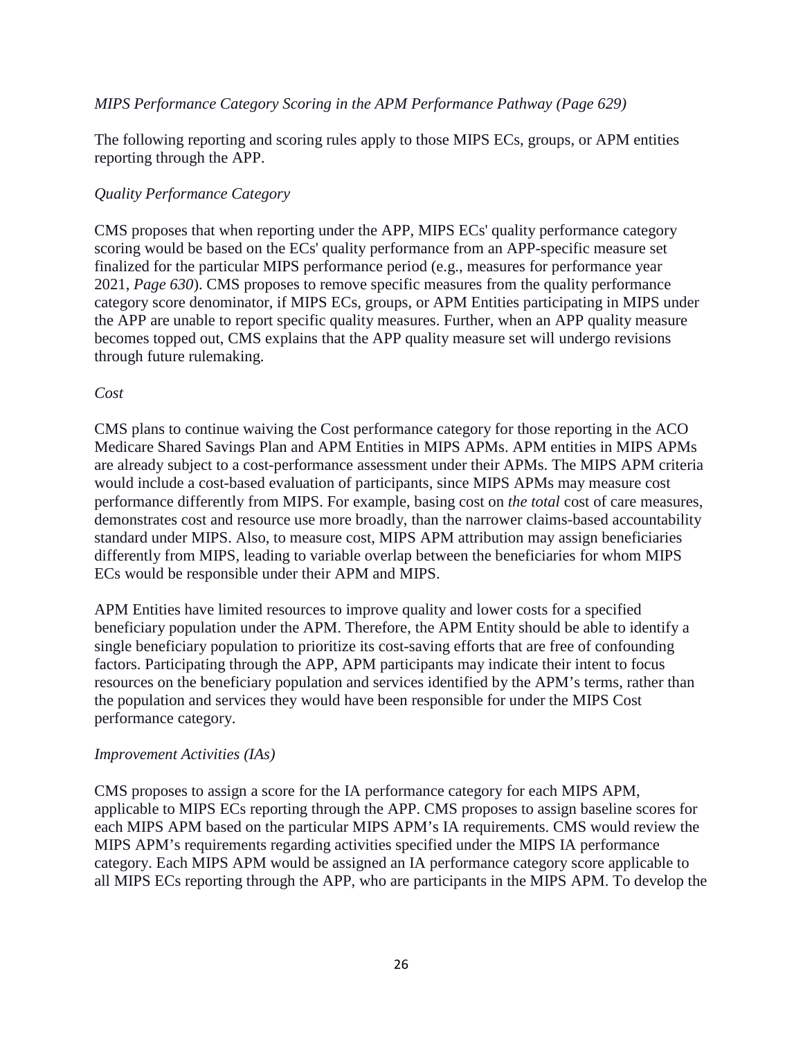*MIPS Performance Category Scoring in the APM Performance Pathway (Page 629)*

The following reporting and scoring rules apply to those MIPS ECs, groups, or APM entities reporting through the APP.

*Quality Performance Category*

CMS proposes that when reporting under the APP, MIPS ECs' quality performance category scoring would be based on the ECs' quality performance from an APP-specific measure set finalized for the particular MIPS performance period (e.g., measures for performance year 2021, *Page 630*). CMS proposes to remove specific measures from the quality performance category score denominator, if MIPS ECs, groups, or APM Entities participating in MIPS under the APP are unable to report specific quality measures. Further, when an APP quality measure becomes topped out, CMS explains that the APP quality measure set will undergo revisions through future rulemaking.

*Cost*

CMS plans to continue waiving the Cost performance category for those reporting in the ACO Medicare Shared Savings Plan and APM Entities in MIPS APMs. APM entities in MIPS APMs are already subject to a cost-performance assessment under their APMs. The MIPS APM criteria would include a cost-based evaluation of participants, since MIPS APMs may measure cost performance differently from MIPS. For example, basing cost on *the total* cost of care measures, demonstrates cost and resource use more broadly, than the narrower claims-based accountability standard under MIPS. Also, to measure cost, MIPS APM attribution may assign beneficiaries differently from MIPS, leading to variable overlap between the beneficiaries for whom MIPS ECs would be responsible under their APM and MIPS.

APM Entities have limited resources to improve quality and lower costs for a specified beneficiary population under the APM. Therefore, the APM Entity should be able to identify a single beneficiary population to prioritize its cost-saving efforts that are free of confounding factors. Participating through the APP, APM participants may indicate their intent to focus resources on the beneficiary population and services identified by the APM's terms, rather than the population and services they would have been responsible for under the MIPS Cost performance category.

*Improvement Activities (IAs)*

CMS proposes to assign a score for the IA performance category for each MIPS APM, applicable to MIPS ECs reporting through the APP. CMS proposes to assign baseline scores for each MIPS APM based on the particular MIPS APM's IA requirements. CMS would review the MIPS APM's requirements regarding activities specified under the MIPS IA performance category. Each MIPS APM would be assigned an IA performance category score applicable to all MIPS ECs reporting through the APP, who are participants in the MIPS APM. To develop the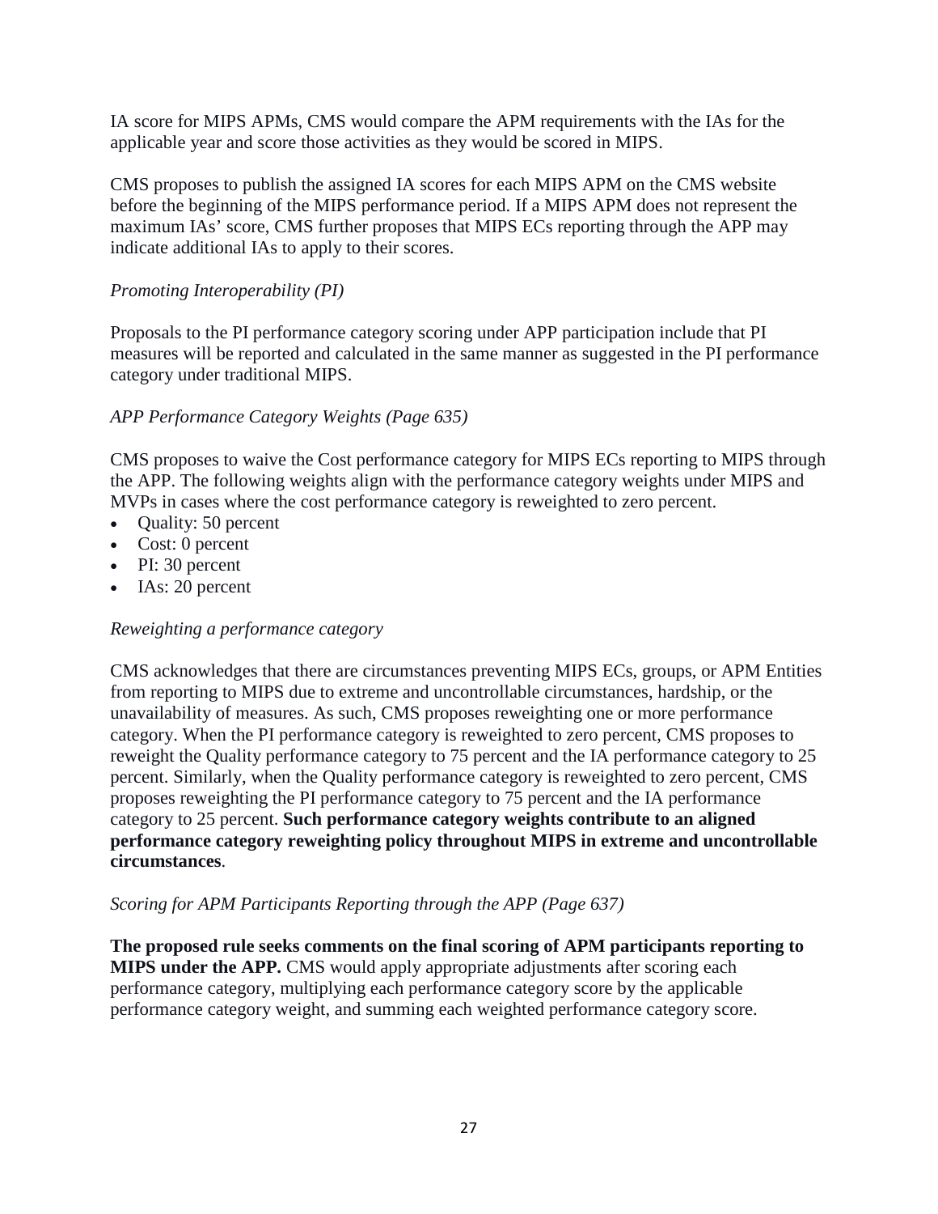IA score for MIPS APMs, CMS would compare the APM requirements with the IAs for the applicable year and score those activities as they would be scored in MIPS.

CMS proposes to publish the assigned IA scores for each MIPS APM on the CMS website before the beginning of the MIPS performance period. If a MIPS APM does not represent the maximum IAs' score, CMS further proposes that MIPS ECs reporting through the APP may indicate additional IAs to apply to their scores.

*Promoting Interoperability (PI)*

Proposals to the PI performance category scoring under APP participation include that PI measures will be reported and calculated in the same manner as suggested in the PI performance category under traditional MIPS.

*APP Performance Category Weights (Page 635)*

CMS proposes to waive the Cost performance category for MIPS ECs reporting to MIPS through the APP. The following weights align with the performance category weights under MIPS and MVPs in cases where the cost performance category is reweighted to zero percent.

- Quality: 50 percent
- Cost: 0 percent
- PI: 30 percent
- IAs: 20 percent

*Reweighting a performance category*

CMS acknowledges that there are circumstances preventing MIPS ECs, groups, or APM Entities from reporting to MIPS due to extreme and uncontrollable circumstances, hardship, or the unavailability of measures. As such, CMS proposes reweighting one or more performance category. When the PI performance category is reweighted to zero percent, CMS proposes to reweight the Quality performance category to 75 percent and the IA performance category to 25 percent. Similarly, when the Quality performance category is reweighted to zero percent, CMS proposes reweighting the PI performance category to 75 percent and the IA performance category to 25 percent. **Such performance category weights contribute to an aligned performance category reweighting policy throughout MIPS in extreme and uncontrollable circumstances**.

*Scoring for APM Participants Reporting through the APP (Page 637)*

**The proposed rule seeks comments on the final scoring of APM participants reporting to MIPS under the APP.** CMS would apply appropriate adjustments after scoring each performance category, multiplying each performance category score by the applicable performance category weight, and summing each weighted performance category score.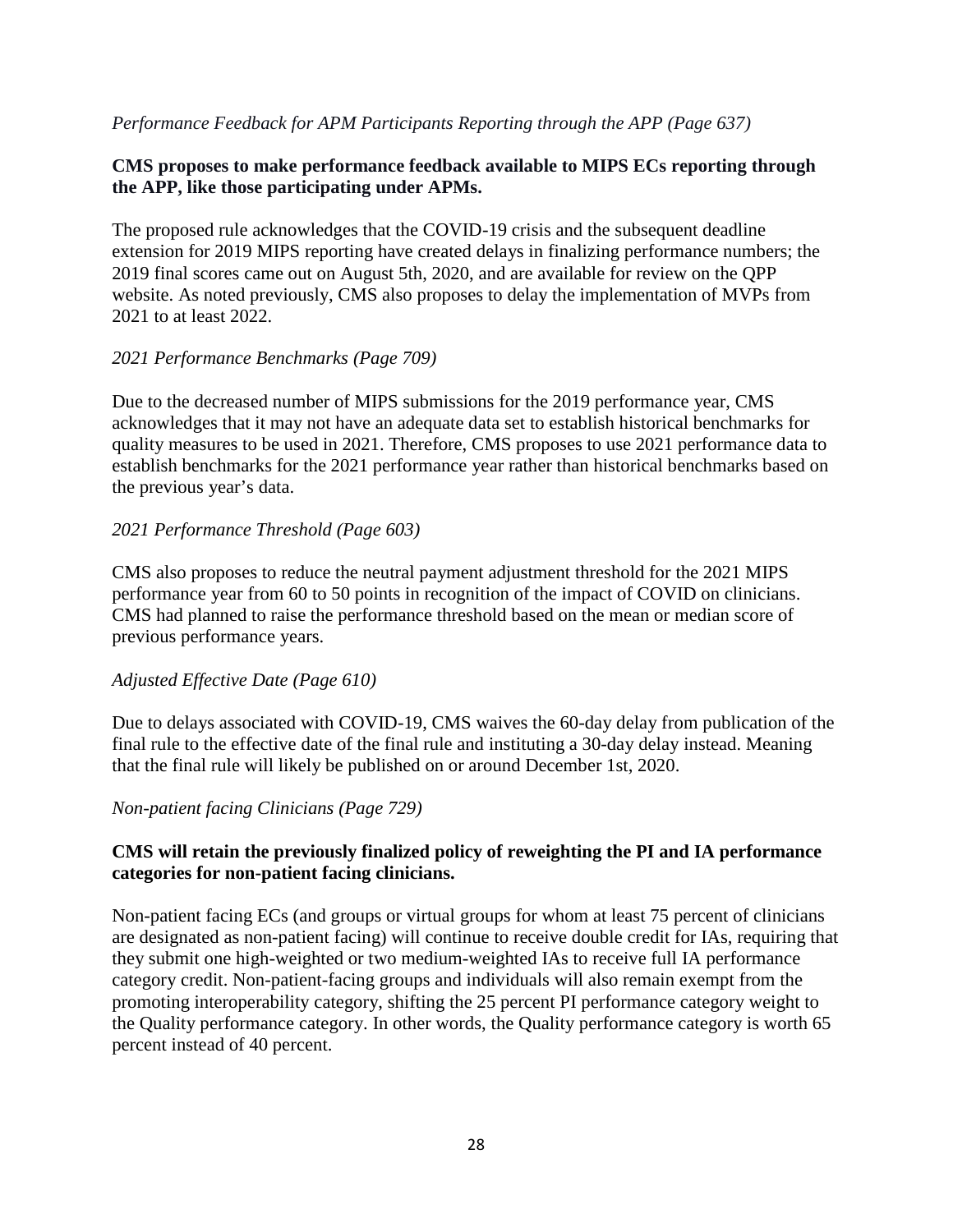*Performance Feedback for APM Participants Reporting through the APP (Page 637)*

**CMS proposes to make performance feedback available to MIPS ECs reporting through the APP, like those participating under APMs.**

The proposed rule acknowledges that the COVID-19 crisis and the subsequent deadline extension for 2019 MIPS reporting have created delays in finalizing performance numbers; the 2019 final scores came out on August 5th, 2020, and are available for review on the QPP website. As noted previously, CMS also proposes to delay the implementation of MVPs from 2021 to at least 2022.

*2021 Performance Benchmarks (Page 709)*

Due to the decreased number of MIPS submissions for the 2019 performance year, CMS acknowledges that it may not have an adequate data set to establish historical benchmarks for quality measures to be used in 2021. Therefore, CMS proposes to use 2021 performance data to establish benchmarks for the 2021 performance year rather than historical benchmarks based on the previous year's data.

*2021 Performance Threshold (Page 603)*

CMS also proposes to reduce the neutral payment adjustment threshold for the 2021 MIPS performance year from 60 to 50 points in recognition of the impact of COVID on clinicians. CMS had planned to raise the performance threshold based on the mean or median score of previous performance years.

*Adjusted Effective Date (Page 610)*

Due to delays associated with COVID-19, CMS waives the 60-day delay from publication of the final rule to the effective date of the final rule and instituting a 30-day delay instead. Meaning that the final rule will likely be published on or around December 1st, 2020.

*Non-patient facing Clinicians (Page 729)*

**CMS will retain the previously finalized policy of reweighting the PI and IA performance categories for non-patient facing clinicians.**

Non-patient facing ECs (and groups or virtual groups for whom at least 75 percent of clinicians are designated as non-patient facing) will continue to receive double credit for IAs, requiring that they submit one high-weighted or two medium-weighted IAs to receive full IA performance category credit. Non-patient-facing groups and individuals will also remain exempt from the promoting interoperability category, shifting the 25 percent PI performance category weight to the Quality performance category. In other words, the Quality performance category is worth 65 percent instead of 40 percent.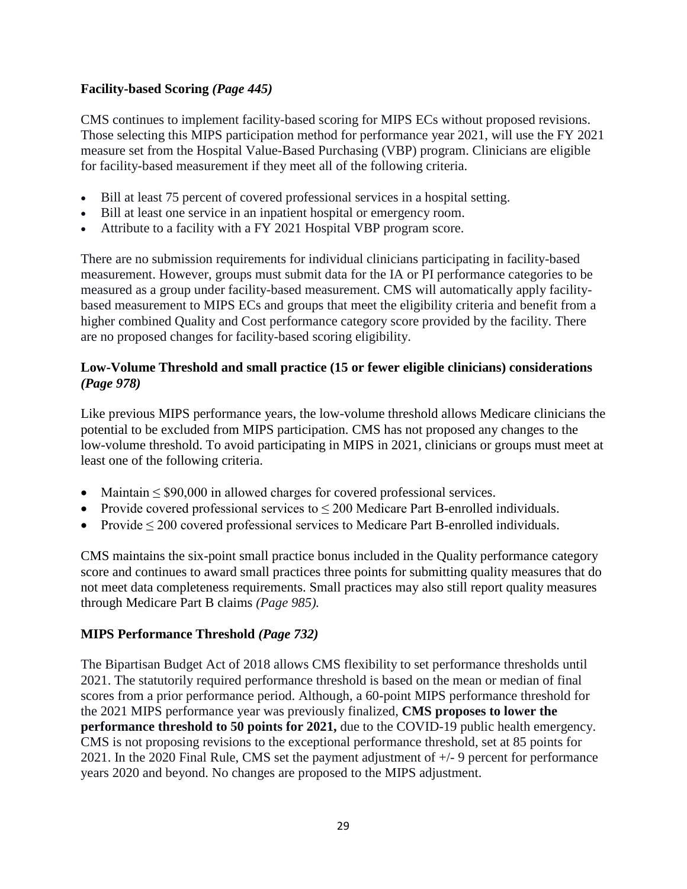**Facility-based Scoring** ***(Page 445)***

CMS continues to implement facility-based scoring for MIPS ECs without proposed revisions. Those selecting this MIPS participation method for performance year 2021, will use the FY 2021 measure set from the Hospital Value-Based Purchasing (VBP) program. Clinicians are eligible for facility-based measurement if they meet all of the following criteria.

- Bill at least 75 percent of covered professional services in a hospital setting.
- Bill at least one service in an inpatient hospital or emergency room.
- Attribute to a facility with a FY 2021 Hospital VBP program score.

There are no submission requirements for individual clinicians participating in facility-based measurement. However, groups must submit data for the IA or PI performance categories to be measured as a group under facility-based measurement. CMS will automatically apply facility-based measurement to MIPS ECs and groups that meet the eligibility criteria and benefit from a higher combined Quality and Cost performance category score provided by the facility. There are no proposed changes for facility-based scoring eligibility.

**Low-Volume Threshold and small practice (15 or fewer eligible clinicians) considerations** ***(Page 978)***

Like previous MIPS performance years, the low-volume threshold allows Medicare clinicians the potential to be excluded from MIPS participation. CMS has not proposed any changes to the low-volume threshold. To avoid participating in MIPS in 2021, clinicians or groups must meet at least one of the following criteria.

- Maintain ≤ $90,000 in allowed charges for covered professional services.
- Provide covered professional services to ≤ 200 Medicare Part B-enrolled individuals.
- Provide ≤ 200 covered professional services to Medicare Part B-enrolled individuals.

CMS maintains the six-point small practice bonus included in the Quality performance category score and continues to award small practices three points for submitting quality measures that do not meet data completeness requirements. Small practices may also still report quality measures through Medicare Part B claims *(Page 985).*

**MIPS Performance Threshold** ***(Page 732)***

The Bipartisan Budget Act of 2018 allows CMS flexibility to set performance thresholds until 2021. The statutorily required performance threshold is based on the mean or median of final scores from a prior performance period. Although, a 60-point MIPS performance threshold for the 2021 MIPS performance year was previously finalized, **CMS proposes to lower the performance threshold to 50 points for 2021,** due to the COVID-19 public health emergency. CMS is not proposing revisions to the exceptional performance threshold, set at 85 points for 2021. In the 2020 Final Rule, CMS set the payment adjustment of +/- 9 percent for performance years 2020 and beyond. No changes are proposed to the MIPS adjustment.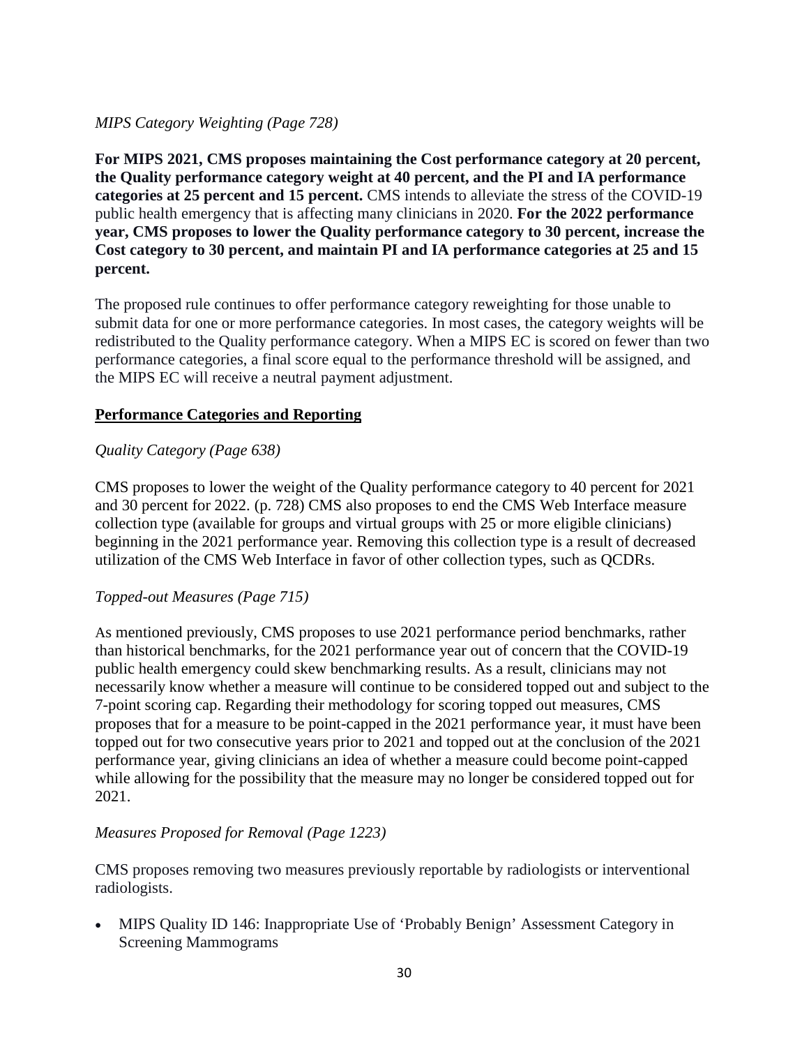*MIPS Category Weighting (Page 728)*

**For MIPS 2021, CMS proposes maintaining the Cost performance category at 20 percent, the Quality performance category weight at 40 percent, and the PI and IA performance categories at 25 percent and 15 percent.** CMS intends to alleviate the stress of the COVID-19 public health emergency that is affecting many clinicians in 2020. **For the 2022 performance year, CMS proposes to lower the Quality performance category to 30 percent, increase the Cost category to 30 percent, and maintain PI and IA performance categories at 25 and 15 percent.**

The proposed rule continues to offer performance category reweighting for those unable to submit data for one or more performance categories. In most cases, the category weights will be redistributed to the Quality performance category. When a MIPS EC is scored on fewer than two performance categories, a final score equal to the performance threshold will be assigned, and the MIPS EC will receive a neutral payment adjustment.

## Performance Categories and Reporting

*Quality Category (Page 638)*

CMS proposes to lower the weight of the Quality performance category to 40 percent for 2021 and 30 percent for 2022. (p. 728) CMS also proposes to end the CMS Web Interface measure collection type (available for groups and virtual groups with 25 or more eligible clinicians) beginning in the 2021 performance year. Removing this collection type is a result of decreased utilization of the CMS Web Interface in favor of other collection types, such as QCDRs.

*Topped-out Measures (Page 715)*

As mentioned previously, CMS proposes to use 2021 performance period benchmarks, rather than historical benchmarks, for the 2021 performance year out of concern that the COVID-19 public health emergency could skew benchmarking results. As a result, clinicians may not necessarily know whether a measure will continue to be considered topped out and subject to the 7-point scoring cap. Regarding their methodology for scoring topped out measures, CMS proposes that for a measure to be point-capped in the 2021 performance year, it must have been topped out for two consecutive years prior to 2021 and topped out at the conclusion of the 2021 performance year, giving clinicians an idea of whether a measure could become point-capped while allowing for the possibility that the measure may no longer be considered topped out for 2021.

*Measures Proposed for Removal (Page 1223)*

CMS proposes removing two measures previously reportable by radiologists or interventional radiologists.

- MIPS Quality ID 146: Inappropriate Use of 'Probably Benign' Assessment Category in Screening Mammograms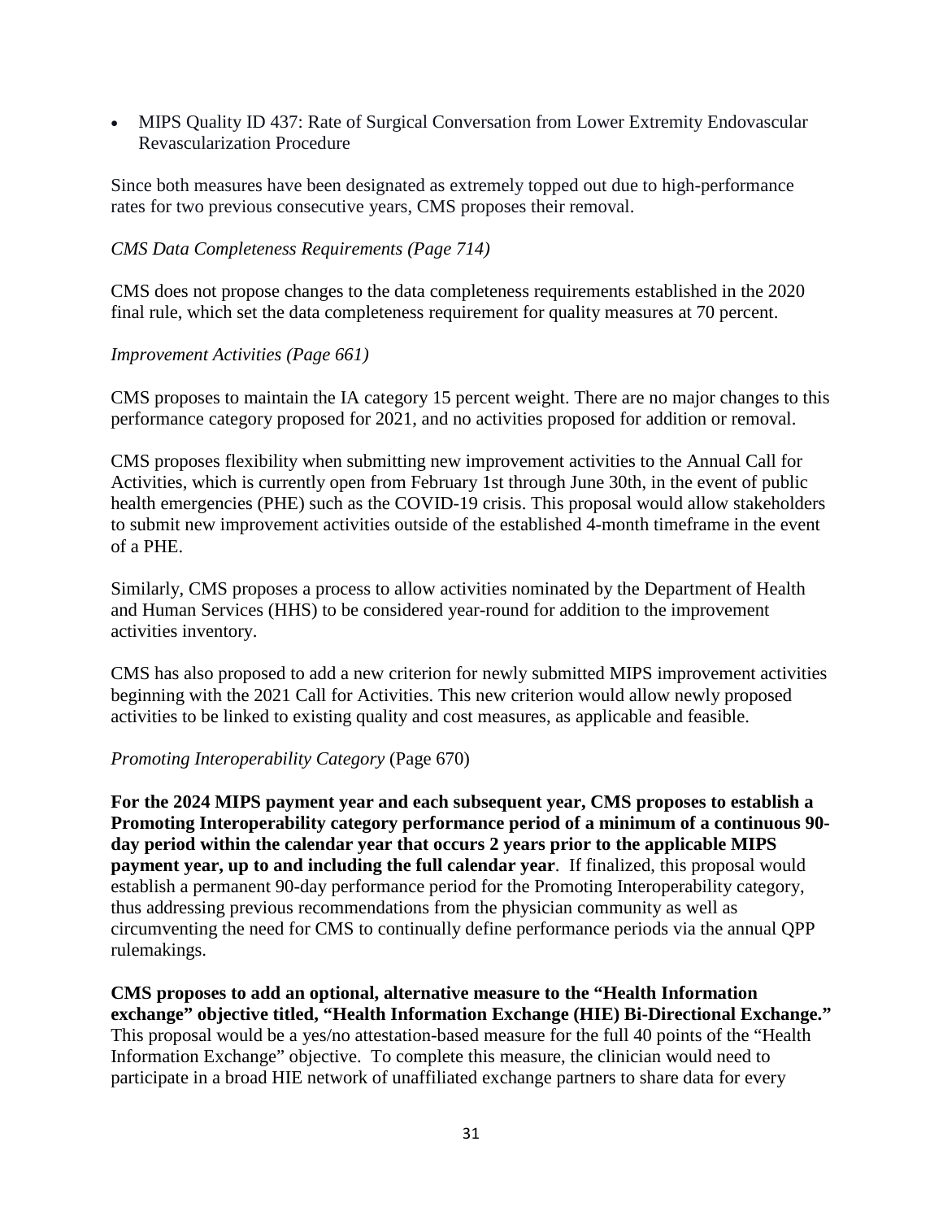- MIPS Quality ID 437: Rate of Surgical Conversation from Lower Extremity Endovascular Revascularization Procedure

Since both measures have been designated as extremely topped out due to high-performance rates for two previous consecutive years, CMS proposes their removal.

*CMS Data Completeness Requirements (Page 714)*

CMS does not propose changes to the data completeness requirements established in the 2020 final rule, which set the data completeness requirement for quality measures at 70 percent.

*Improvement Activities (Page 661)*

CMS proposes to maintain the IA category 15 percent weight. There are no major changes to this performance category proposed for 2021, and no activities proposed for addition or removal.

CMS proposes flexibility when submitting new improvement activities to the Annual Call for Activities, which is currently open from February 1st through June 30th, in the event of public health emergencies (PHE) such as the COVID-19 crisis. This proposal would allow stakeholders to submit new improvement activities outside of the established 4-month timeframe in the event of a PHE.

Similarly, CMS proposes a process to allow activities nominated by the Department of Health and Human Services (HHS) to be considered year-round for addition to the improvement activities inventory.

CMS has also proposed to add a new criterion for newly submitted MIPS improvement activities beginning with the 2021 Call for Activities. This new criterion would allow newly proposed activities to be linked to existing quality and cost measures, as applicable and feasible.

*Promoting Interoperability Category* (Page 670)

**For the 2024 MIPS payment year and each subsequent year, CMS proposes to establish a Promoting Interoperability category performance period of a minimum of a continuous 90-day period within the calendar year that occurs 2 years prior to the applicable MIPS payment year, up to and including the full calendar year**. If finalized, this proposal would establish a permanent 90-day performance period for the Promoting Interoperability category, thus addressing previous recommendations from the physician community as well as circumventing the need for CMS to continually define performance periods via the annual QPP rulemakings.

**CMS proposes to add an optional, alternative measure to the "Health Information exchange" objective titled, "Health Information Exchange (HIE) Bi-Directional Exchange."** This proposal would be a yes/no attestation-based measure for the full 40 points of the "Health Information Exchange" objective. To complete this measure, the clinician would need to participate in a broad HIE network of unaffiliated exchange partners to share data for every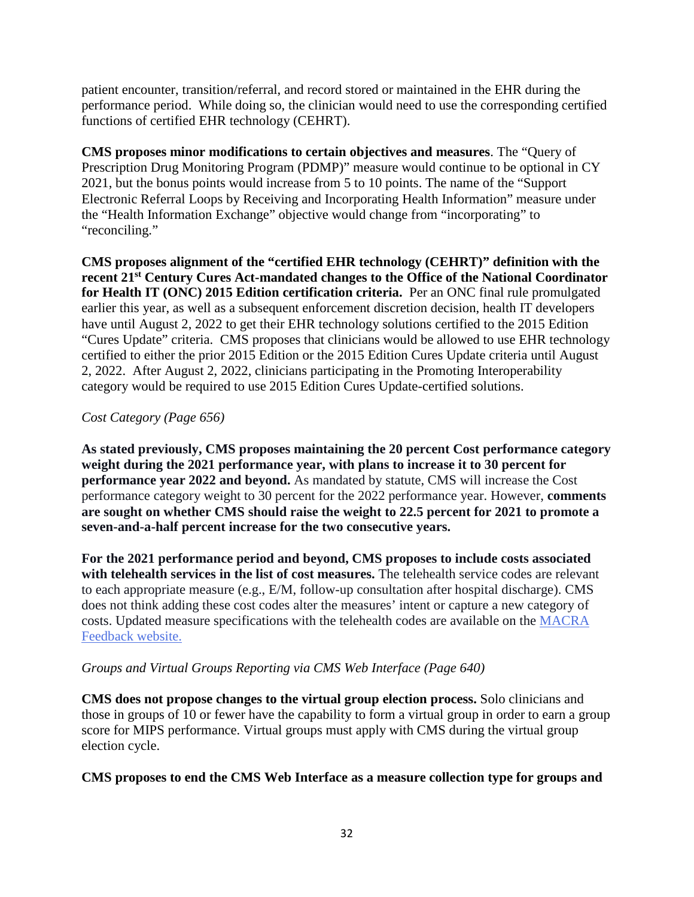patient encounter, transition/referral, and record stored or maintained in the EHR during the performance period. While doing so, the clinician would need to use the corresponding certified functions of certified EHR technology (CEHRT).

**CMS proposes minor modifications to certain objectives and measures**. The "Query of Prescription Drug Monitoring Program (PDMP)" measure would continue to be optional in CY 2021, but the bonus points would increase from 5 to 10 points. The name of the "Support Electronic Referral Loops by Receiving and Incorporating Health Information" measure under the "Health Information Exchange" objective would change from "incorporating" to "reconciling."

**CMS proposes alignment of the "certified EHR technology (CEHRT)" definition with the recent 21st Century Cures Act-mandated changes to the Office of the National Coordinator for Health IT (ONC) 2015 Edition certification criteria.** Per an ONC final rule promulgated earlier this year, as well as a subsequent enforcement discretion decision, health IT developers have until August 2, 2022 to get their EHR technology solutions certified to the 2015 Edition "Cures Update" criteria. CMS proposes that clinicians would be allowed to use EHR technology certified to either the prior 2015 Edition or the 2015 Edition Cures Update criteria until August 2, 2022. After August 2, 2022, clinicians participating in the Promoting Interoperability category would be required to use 2015 Edition Cures Update-certified solutions.

*Cost Category (Page 656)*

**As stated previously, CMS proposes maintaining the 20 percent Cost performance category weight during the 2021 performance year, with plans to increase it to 30 percent for performance year 2022 and beyond.** As mandated by statute, CMS will increase the Cost performance category weight to 30 percent for the 2022 performance year. However, **comments are sought on whether CMS should raise the weight to 22.5 percent for 2021 to promote a seven-and-a-half percent increase for the two consecutive years.**

**For the 2021 performance period and beyond, CMS proposes to include costs associated with telehealth services in the list of cost measures.** The telehealth service codes are relevant to each appropriate measure (e.g., E/M, follow-up consultation after hospital discharge). CMS does not think adding these cost codes alter the measures' intent or capture a new category of costs. Updated measure specifications with the telehealth codes are available on the [MACRA Feedback website.]()

*Groups and Virtual Groups Reporting via CMS Web Interface (Page 640)*

**CMS does not propose changes to the virtual group election process.** Solo clinicians and those in groups of 10 or fewer have the capability to form a virtual group in order to earn a group score for MIPS performance. Virtual groups must apply with CMS during the virtual group election cycle.

**CMS proposes to end the CMS Web Interface as a measure collection type for groups and**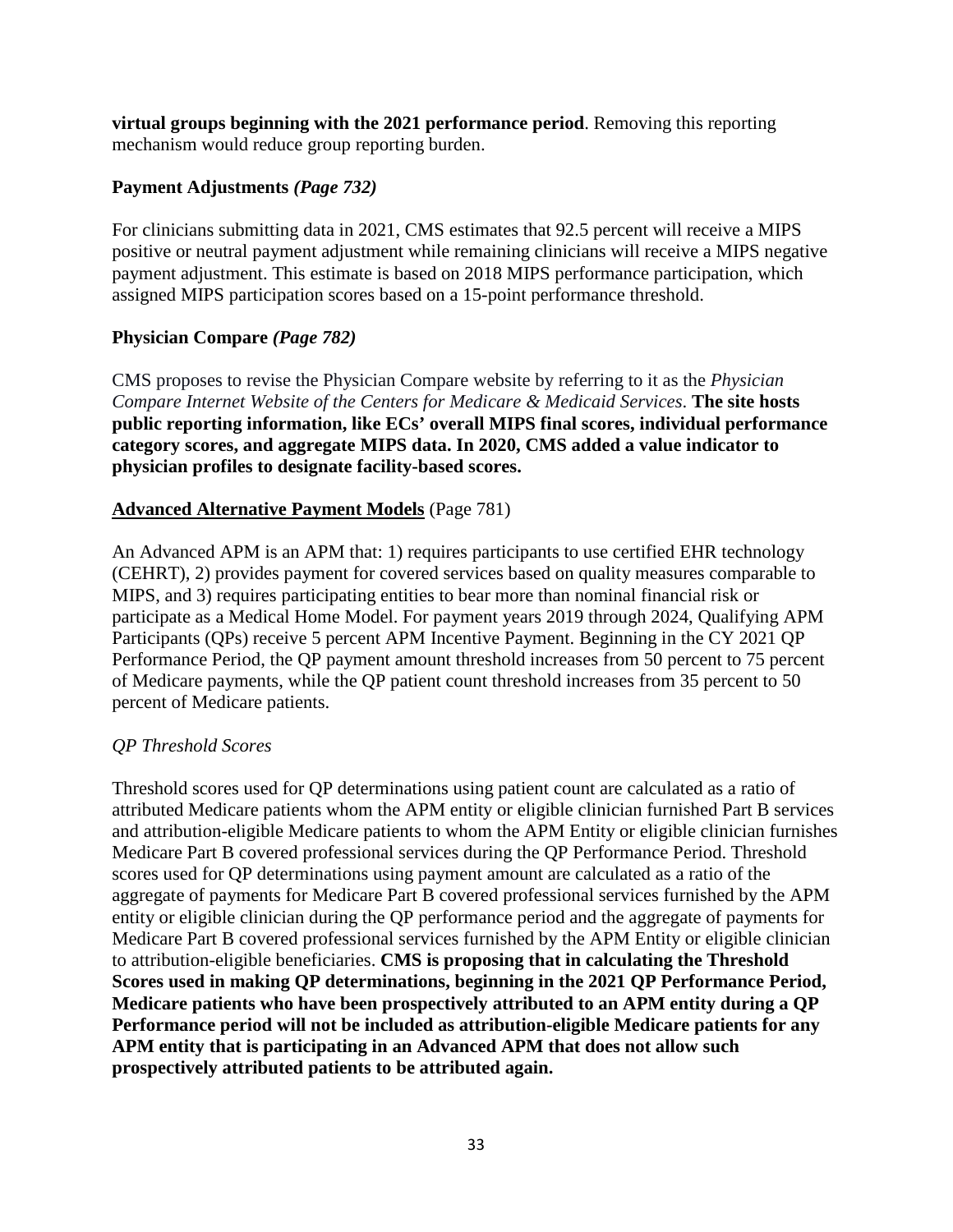**virtual groups beginning with the 2021 performance period**. Removing this reporting mechanism would reduce group reporting burden.

### Payment Adjustments *(Page 732)*

For clinicians submitting data in 2021, CMS estimates that 92.5 percent will receive a MIPS positive or neutral payment adjustment while remaining clinicians will receive a MIPS negative payment adjustment. This estimate is based on 2018 MIPS performance participation, which assigned MIPS participation scores based on a 15-point performance threshold.

### Physician Compare *(Page 782)*

CMS proposes to revise the Physician Compare website by referring to it as the *Physician Compare Internet Website of the Centers for Medicare & Medicaid Services*. **The site hosts public reporting information, like ECs' overall MIPS final scores, individual performance category scores, and aggregate MIPS data. In 2020, CMS added a value indicator to physician profiles to designate facility-based scores.**

## Advanced Alternative Payment Models (Page 781)

An Advanced APM is an APM that: 1) requires participants to use certified EHR technology (CEHRT), 2) provides payment for covered services based on quality measures comparable to MIPS, and 3) requires participating entities to bear more than nominal financial risk or participate as a Medical Home Model. For payment years 2019 through 2024, Qualifying APM Participants (QPs) receive 5 percent APM Incentive Payment. Beginning in the CY 2021 QP Performance Period, the QP payment amount threshold increases from 50 percent to 75 percent of Medicare payments, while the QP patient count threshold increases from 35 percent to 50 percent of Medicare patients.

### *QP Threshold Scores*

Threshold scores used for QP determinations using patient count are calculated as a ratio of attributed Medicare patients whom the APM entity or eligible clinician furnished Part B services and attribution-eligible Medicare patients to whom the APM Entity or eligible clinician furnishes Medicare Part B covered professional services during the QP Performance Period. Threshold scores used for QP determinations using payment amount are calculated as a ratio of the aggregate of payments for Medicare Part B covered professional services furnished by the APM entity or eligible clinician during the QP performance period and the aggregate of payments for Medicare Part B covered professional services furnished by the APM Entity or eligible clinician to attribution-eligible beneficiaries. **CMS is proposing that in calculating the Threshold Scores used in making QP determinations, beginning in the 2021 QP Performance Period, Medicare patients who have been prospectively attributed to an APM entity during a QP Performance period will not be included as attribution-eligible Medicare patients for any APM entity that is participating in an Advanced APM that does not allow such prospectively attributed patients to be attributed again.**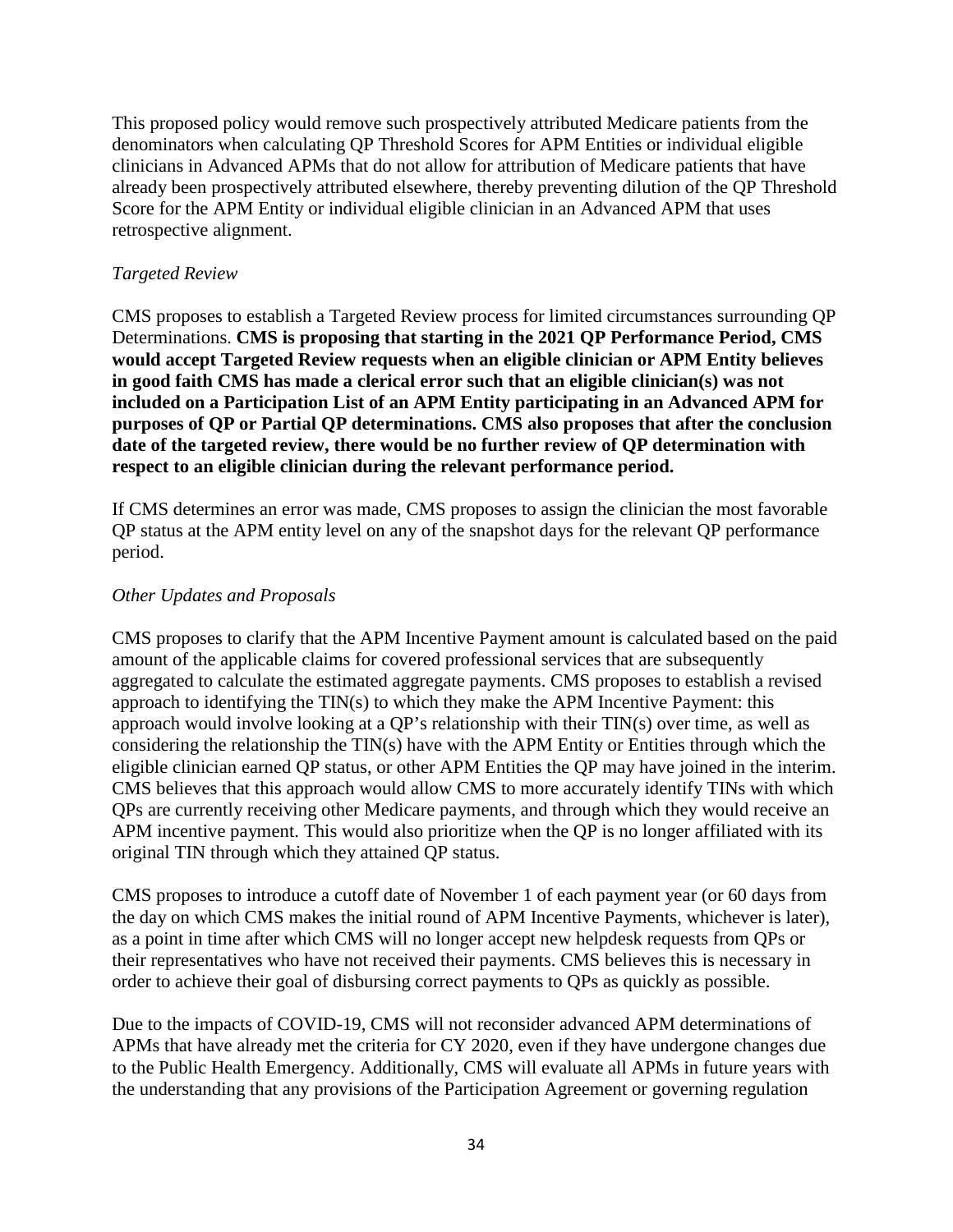This proposed policy would remove such prospectively attributed Medicare patients from the denominators when calculating QP Threshold Scores for APM Entities or individual eligible clinicians in Advanced APMs that do not allow for attribution of Medicare patients that have already been prospectively attributed elsewhere, thereby preventing dilution of the QP Threshold Score for the APM Entity or individual eligible clinician in an Advanced APM that uses retrospective alignment.

*Targeted Review*

CMS proposes to establish a Targeted Review process for limited circumstances surrounding QP Determinations. **CMS is proposing that starting in the 2021 QP Performance Period, CMS would accept Targeted Review requests when an eligible clinician or APM Entity believes in good faith CMS has made a clerical error such that an eligible clinician(s) was not included on a Participation List of an APM Entity participating in an Advanced APM for purposes of QP or Partial QP determinations. CMS also proposes that after the conclusion date of the targeted review, there would be no further review of QP determination with respect to an eligible clinician during the relevant performance period.**

If CMS determines an error was made, CMS proposes to assign the clinician the most favorable QP status at the APM entity level on any of the snapshot days for the relevant QP performance period.

*Other Updates and Proposals*

CMS proposes to clarify that the APM Incentive Payment amount is calculated based on the paid amount of the applicable claims for covered professional services that are subsequently aggregated to calculate the estimated aggregate payments. CMS proposes to establish a revised approach to identifying the TIN(s) to which they make the APM Incentive Payment: this approach would involve looking at a QP's relationship with their TIN(s) over time, as well as considering the relationship the TIN(s) have with the APM Entity or Entities through which the eligible clinician earned QP status, or other APM Entities the QP may have joined in the interim. CMS believes that this approach would allow CMS to more accurately identify TINs with which QPs are currently receiving other Medicare payments, and through which they would receive an APM incentive payment. This would also prioritize when the QP is no longer affiliated with its original TIN through which they attained QP status.

CMS proposes to introduce a cutoff date of November 1 of each payment year (or 60 days from the day on which CMS makes the initial round of APM Incentive Payments, whichever is later), as a point in time after which CMS will no longer accept new helpdesk requests from QPs or their representatives who have not received their payments. CMS believes this is necessary in order to achieve their goal of disbursing correct payments to QPs as quickly as possible.

Due to the impacts of COVID-19, CMS will not reconsider advanced APM determinations of APMs that have already met the criteria for CY 2020, even if they have undergone changes due to the Public Health Emergency. Additionally, CMS will evaluate all APMs in future years with the understanding that any provisions of the Participation Agreement or governing regulation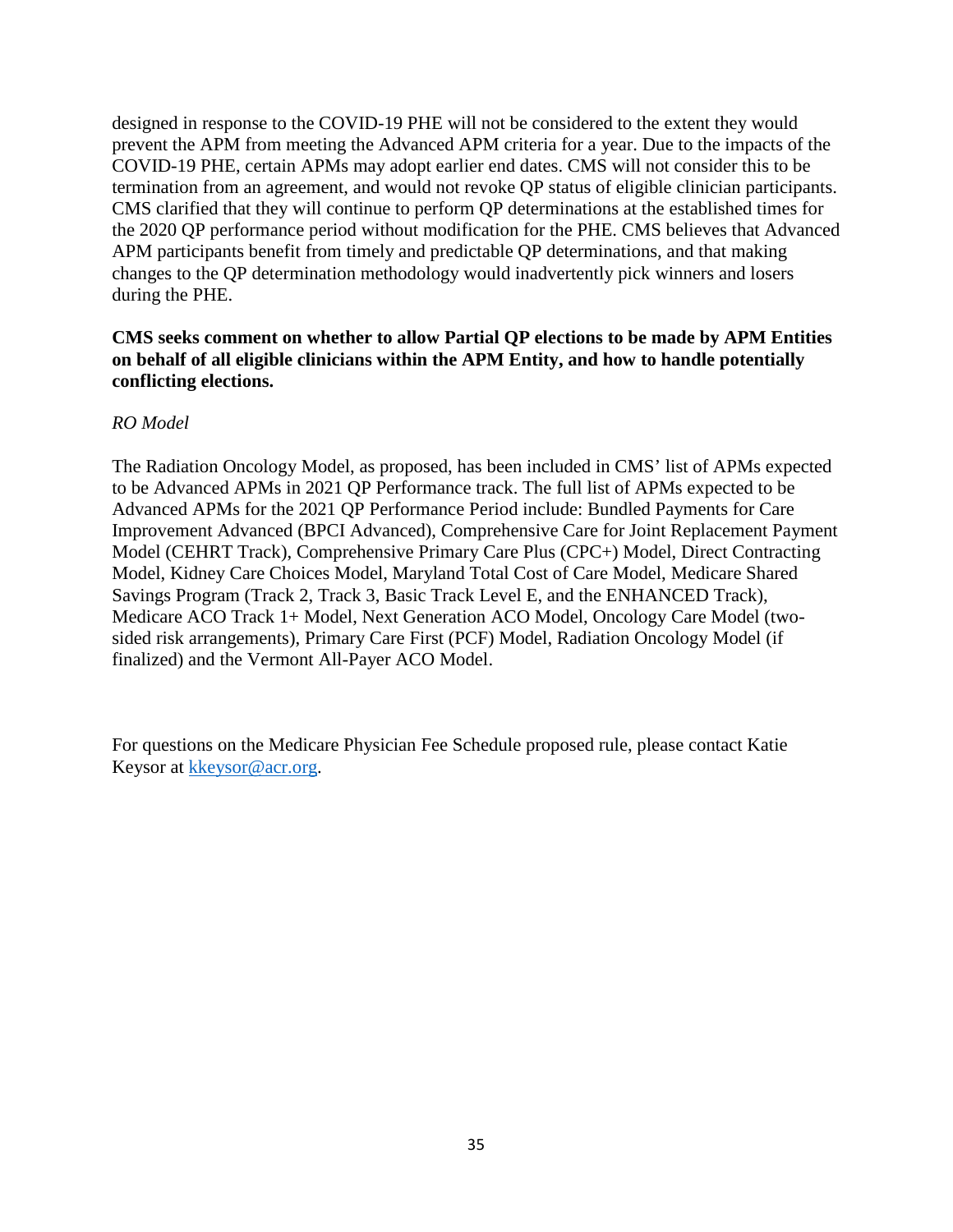designed in response to the COVID-19 PHE will not be considered to the extent they would prevent the APM from meeting the Advanced APM criteria for a year. Due to the impacts of the COVID-19 PHE, certain APMs may adopt earlier end dates. CMS will not consider this to be termination from an agreement, and would not revoke QP status of eligible clinician participants. CMS clarified that they will continue to perform QP determinations at the established times for the 2020 QP performance period without modification for the PHE. CMS believes that Advanced APM participants benefit from timely and predictable QP determinations, and that making changes to the QP determination methodology would inadvertently pick winners and losers during the PHE.

**CMS seeks comment on whether to allow Partial QP elections to be made by APM Entities on behalf of all eligible clinicians within the APM Entity, and how to handle potentially conflicting elections.**

*RO Model*

The Radiation Oncology Model, as proposed, has been included in CMS' list of APMs expected to be Advanced APMs in 2021 QP Performance track. The full list of APMs expected to be Advanced APMs for the 2021 QP Performance Period include: Bundled Payments for Care Improvement Advanced (BPCI Advanced), Comprehensive Care for Joint Replacement Payment Model (CEHRT Track), Comprehensive Primary Care Plus (CPC+) Model, Direct Contracting Model, Kidney Care Choices Model, Maryland Total Cost of Care Model, Medicare Shared Savings Program (Track 2, Track 3, Basic Track Level E, and the ENHANCED Track), Medicare ACO Track 1+ Model, Next Generation ACO Model, Oncology Care Model (two-sided risk arrangements), Primary Care First (PCF) Model, Radiation Oncology Model (if finalized) and the Vermont All-Payer ACO Model.

For questions on the Medicare Physician Fee Schedule proposed rule, please contact Katie Keysor at kkeysor@acr.org.